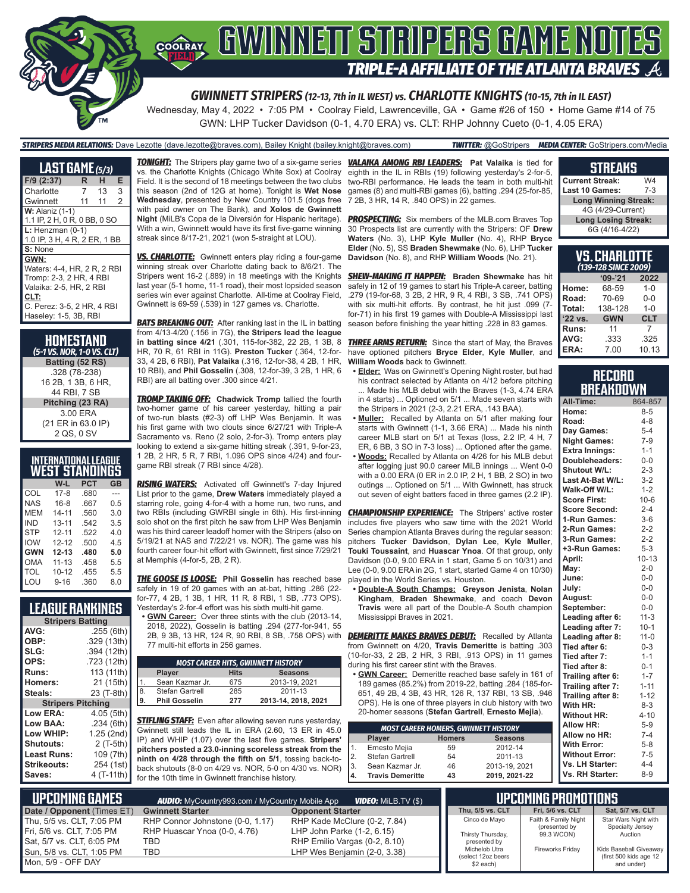# GWINNETT STRIPERS GAME NOTES

## TRIPLE-A AFFILIATE OF THE ATLANTA BRAVES

### GWINNETT STRIPERS (12-13, 7th in IL WEST) vs. CHARLOTTE KNIGHTS (10-15, 7th in IL EAST)

Wednesday, May 4, 2022 • 7:05 PM • Coolray Field, Lawrenceville, GA • Game #26 of 150 • Home Game #14 of 75

GWN: LHP Tucker Davidson (0-1, 4.70 ERA) vs. CLT: RHP Johnny Cueto (0-1, 4.05 ERA)

***STRIPERS MEDIA RELATIONS:*** Dave Lezotte (dave.lezotte@braves.com), Bailey Knight (bailey.knight@braves.com) ***TWITTER:*** @GoStripers ***MEDIA CENTER:*** GoStripers.com/Media

## LAST GAME (5/3)

| F/9 (2:37) | R | H | E |
|---|---|---|---|
| Charlotte | 7 | 13 | 3 |
| Gwinnett | 11 | 11 | 2 |

**W:** Alaniz (1-1)
1.1 IP, 2 H, 0 R, 0 BB, 0 SO

**L:** Henzman (0-1)
1.0 IP, 3 H, 4 R, 2 ER, 1 BB

**S:** None

**GWN:**
Waters: 4-4, HR, 2 R, 2 RBI
Tromp: 2-3, 2 HR, 4 RBI
Valaika: 2-5, HR, 2 RBI

**CLT:**
C. Perez: 3-5, 2 HR, 4 RBI
Haseley: 1-5, 3B, RBI

## HOMESTAND
*(5-1 VS. NOR, 1-0 VS. CLT)*

| Batting (52 RS) |
|---|
| .328 (78-238) |
| 16 2B, 1 3B, 6 HR, |
| 44 RBI, 7 SB |
| **Pitching (23 RA)** |
| 3.00 ERA |
| (21 ER in 63.0 IP) |
| 2 QS, 0 SV |

## INTERNATIONAL LEAGUE WEST STANDINGS

| | W-L | PCT | GB |
|---|---|---|---|
| COL | 17-8 | .680 | --- |
| NAS | 16-8 | .667 | 0.5 |
| MEM | 14-11 | .560 | 3.0 |
| IND | 13-11 | .542 | 3.5 |
| STP | 12-11 | .522 | 4.0 |
| IOW | 12-12 | .500 | 4.5 |
| **GWN** | **12-13** | **.480** | **5.0** |
| OMA | 11-13 | .458 | 5.5 |
| TOL | 10-12 | .455 | 5.5 |
| LOU | 9-16 | .360 | 8.0 |

## LEAGUE RANKINGS

| Stripers Batting | |
|---|---|
| AVG: | .255 (6th) |
| OBP: | .329 (13th) |
| SLG: | .394 (12th) |
| OPS: | .723 (12th) |
| Runs: | 113 (11th) |
| Homers: | 21 (15th) |
| Steals: | 23 (T-8th) |
| **Stripers Pitching** | |
| Low ERA: | 4.05 (5th) |
| Low BAA: | .234 (6th) |
| Low WHIP: | 1.25 (2nd) |
| Shutouts: | 2 (T-5th) |
| Least Runs: | 109 (7th) |
| Strikeouts: | 254 (1st) |
| Saves: | 4 (T-11th) |

***TONIGHT:*** The Stripers play game two of a six-game series vs. the Charlotte Knights (Chicago White Sox) at Coolray Field. It is the second of 18 meetings between the two clubs this season (2nd of 12G at home). Tonight is **Wet Nose Wednesday**, presented by Country 101.5 (dogs free with paid owner on The Bank), and **Xolos de Gwinnett Night** (MiLB's Copa de la Diversión for Hispanic heritage). With a win, Gwinnett would have its first five-game winning streak since 8/17-21, 2021 (won 5-straight at LOU).

***VS. CHARLOTTE:*** Gwinnett enters play riding a four-game winning streak over Charlotte dating back to 8/6/21. The Stripers went 16-2 (.889) in 18 meetings with the Knights last year (5-1 home, 11-1 road), their most lopsided season series win ever against Charlotte. All-time at Coolray Field, Gwinnett is 69-59 (.539) in 127 games vs. Charlotte.

***BATS BREAKING OUT:*** After ranking last in the IL in batting from 4/13-4/20 (.156 in 7G), **the Stripers lead the league in batting since 4/21** (.301, 115-for-382, 22 2B, 1 3B, 8 HR, 70 R, 61 RBI in 11G). **Preston Tucker** (.364, 12-for-33, 4 2B, 6 RBI), **Pat Valaika** (.316, 12-for-38, 4 2B, 1 HR, 10 RBI), and **Phil Gosselin** (.308, 12-for-39, 3 2B, 1 HR, 6 RBI) are all batting over .300 since 4/21.

***TROMP TAKING OFF:*** **Chadwick Tromp** tallied the fourth two-homer game of his career yesterday, hitting a pair of two-run blasts (#2-3) off LHP Wes Benjamin. It was his first game with two clouts since 6/27/21 with Triple-A Sacramento vs. Reno (2 solo, 2-for-3). Tromp enters play looking to extend a six-game hitting streak (.391, 9-for-23, 1 2B, 2 HR, 5 R, 7 RBI, 1.096 OPS since 4/24) and four-game RBI streak (7 RBI since 4/28).

***RISING WATERS:*** Activated off Gwinnett's 7-day Injured List prior to the game, **Drew Waters** immediately played a starring role, going 4-for-4 with a home run, two runs, and two RBIs (including GWRBI single in 6th). His first-inning solo shot on the first pitch he saw from LHP Wes Benjamin was his third career leadoff homer with the Stripers (also on 5/19/21 at NAS and 7/22/21 vs. NOR). The game was his fourth career four-hit effort with Gwinnett, first since 7/29/21 at Memphis (4-for-5, 2B, 2 R).

***THE GOOSE IS LOOSE:*** **Phil Gosselin** has reached base safely in 19 of 20 games with an at-bat, hitting .286 (22-for-77, 4 2B, 1 3B, 1 HR, 11 R, 8 RBI, 1 SB, .773 OPS). Yesterday's 2-for-4 effort was his sixth multi-hit game.

- **GWN Career:** Over three stints with the club (2013-14, 2018, 2022), Gosselin is batting .294 (277-for-941, 55 2B, 9 3B, 13 HR, 124 R, 90 RBI, 8 SB, .758 OPS) with 77 multi-hit efforts in 256 games.

| | MOST CAREER HITS, GWINNETT HISTORY | | |
|---|---|---|---|
| | **Player** | **Hits** | **Seasons** |
| 1. | Sean Kazmar Jr. | 675 | 2013-19, 2021 |
| 8. | Stefan Gartrell | 285 | 2011-13 |
| **9.** | **Phil Gosselin** | **277** | **2013-14, 2018, 2022** |

***STIFLING STAFF:*** Even after allowing seven runs yesterday, Gwinnett still leads the IL in ERA (2.60, 13 ER in 45.0 IP) and WHIP (1.07) over the last five games. **Stripers' pitchers posted a 23.0-inning scoreless streak from the ninth on 4/28 through the fifth on 5/1**, tossing back-to-back shutouts (8-0 on 4/29 vs. NOR, 5-0 on 4/30 vs. NOR) for the 10th time in Gwinnett franchise history.

***VALAIKA AMONG RBI LEADERS:*** **Pat Valaika** is tied for eighth in the IL in RBIs (19) following yesterday's 2-for-5, two-RBI performance. He leads the team in both multi-hit games (8) and multi-RBI games (6), batting .294 (25-for-85, 7 2B, 3 HR, 14 R, .840 OPS) in 22 games.

***PROSPECTING:*** Six members of the MLB.com Braves Top 30 Prospects list are currently with the Stripers: OF **Drew Waters** (No. 3), LHP **Kyle Muller** (No. 4), RHP **Bryce Elder** (No. 5), SS **Braden Shewmake** (No. 6), LHP **Tucker Davidson** (No. 8), and RHP **William Woods** (No. 21).

***SHEW-MAKING IT HAPPEN:*** **Braden Shewmake** has hit safely in 12 of 19 games to start his Triple-A career, batting .279 (19-for-68, 3 2B, 2 HR, 9 R, 4 RBI, 3 SB, .741 OPS) with six multi-hit efforts. By contrast, he hit just .099 (7-for-71) in his first 19 games with Double-A Mississippi last season before finishing the year hitting .228 in 83 games.

***THREE ARMS RETURN:*** Since the start of May, the Braves have optioned pitchers **Bryce Elder**, **Kyle Muller**, and **William Woods** back to Gwinnett.

- **Elder:** Was on Gwinnett's Opening Night roster, but had his contract selected by Atlanta on 4/12 before pitching ... Made his MLB debut with the Braves (1-3, 4.74 ERA in 4 starts) ... Optioned on 5/1 ... Made seven starts with the Stripers in 2021 (2-3, 2.21 ERA, .143 BAA).
- **Muller:** Recalled by Atlanta on 5/1 after making four starts with Gwinnett (1-1, 3.66 ERA) ... Made his ninth career MLB start on 5/1 at Texas (loss, 2.2 IP, 4 H, 7 ER, 6 BB, 3 SO in 7-3 loss) ... Optioned after the game.
- **Woods:** Recalled by Atlanta on 4/26 for his MLB debut after logging just 90.0 career MiLB innings ... Went 0-0 with a 0.00 ERA (0 ER in 2.0 IP, 2 H, 1 BB, 2 SO) in two outings ... Optioned on 5/1 ... With Gwinnett, has struck out seven of eight batters faced in three games (2.2 IP).

***CHAMPIONSHIP EXPERIENCE:*** The Stripers' active roster includes five players who saw time with the 2021 World Series champion Atlanta Braves during the regular season: pitchers **Tucker Davidson**, **Dylan Lee**, **Kyle Muller**, **Touki Toussaint**, and **Huascar Ynoa**. Of that group, only Davidson (0-0, 9.00 ERA in 1 start, Game 5 on 10/31) and Lee (0-0, 9.00 ERA in 2G, 1 start, started Game 4 on 10/30) played in the World Series vs. Houston.

- **Double-A South Champs:** **Greyson Jenista**, **Nolan Kingham**, **Braden Shewmake**, and coach **Devon Travis** were all part of the Double-A South champion Mississippi Braves in 2021.

***DEMERITTE MAKES BRAVES DEBUT:*** Recalled by Atlanta from Gwinnett on 4/20, **Travis Demeritte** is batting .303 (10-for-33, 2 2B, 2 HR, 3 RBI, .913 OPS) in 11 games during his first career stint with the Braves.

- **GWN Career:** Demeritte reached base safely in 161 of 189 games (85.2%) from 2019-22, batting .284 (185-for-651, 49 2B, 4 3B, 43 HR, 126 R, 137 RBI, 13 SB, .946 OPS). He is one of three players in club history with two 20-homer seasons (**Stefan Gartrell**, **Ernesto Mejia**).

| | MOST CAREER HOMERS, GWINNETT HISTORY | | |
|---|---|---|---|
| | **Player** | **Homers** | **Seasons** |
| 1. | Ernesto Mejia | 59 | 2012-14 |
| 2. | Stefan Gartrell | 54 | 2011-13 |
| 3. | Sean Kazmar Jr. | 46 | 2013-19, 2021 |
| **4.** | **Travis Demeritte** | **43** | **2019, 2021-22** |

## STREAKS

| | |
|---|---|
| Current Streak: | W4 |
| Last 10 Games: | 7-3 |
| **Long Winning Streak:** | |
| 4G (4/29-Current) | |
| **Long Losing Streak:** | |
| 6G (4/16-4/22) | |

## VS. CHARLOTTE
*(139-128 SINCE 2009)*

| | '09-'21 | 2022 |
|---|---|---|
| Home: | 68-59 | 1-0 |
| Road: | 70-69 | 0-0 |
| Total: | 138-128 | 1-0 |
| **'22 vs.** | **GWN** | **CLT** |
| Runs: | 11 | 7 |
| AVG: | .333 | .325 |
| ERA: | 7.00 | 10.13 |

## RECORD BREAKDOWN

| | |
|---|---|
| All-Time: | 864-857 |
| Home: | 8-5 |
| Road: | 4-8 |
| Day Games: | 5-4 |
| Night Games: | 7-9 |
| Extra Innings: | 1-1 |
| Doubleheaders: | 0-0 |
| Shutout W/L: | 2-3 |
| Last At-Bat W/L: | 3-2 |
| Walk-Off W/L: | 1-2 |
| Score First: | 10-6 |
| Score Second: | 2-4 |
| 1-Run Games: | 3-6 |
| 2-Run Games: | 2-2 |
| 3-Run Games: | 2-2 |
| +3-Run Games: | 5-3 |
| April: | 10-13 |
| May: | 2-0 |
| June: | 0-0 |
| July: | 0-0 |
| August: | 0-0 |
| September: | 0-0 |
| Leading after 6: | 11-3 |
| Leading after 7: | 10-1 |
| Leading after 8: | 11-0 |
| Tied after 6: | 0-3 |
| Tied after 7: | 1-1 |
| Tied after 8: | 0-1 |
| Trailing after 6: | 1-7 |
| Trailing after 7: | 1-11 |
| Trailing after 8: | 1-12 |
| With HR: | 8-3 |
| Without HR: | 4-10 |
| Allow HR: | 5-9 |
| Allow no HR: | 7-4 |
| With Error: | 5-8 |
| Without Error: | 7-5 |
| Vs. LH Starter: | 4-4 |
| Vs. RH Starter: | 8-9 |

## UPCOMING GAMES

***AUDIO:*** MyCountry993.com / MyCountry Mobile App ***VIDEO:*** MiLB.TV ($)

| Date / Opponent (Times ET) | Gwinnett Starter | Opponent Starter |
|---|---|---|
| Thu, 5/5 vs. CLT, 7:05 PM | RHP Connor Johnstone (0-0, 1.17) | RHP Kade McClure (0-2, 7.84) |
| Fri, 5/6 vs. CLT, 7:05 PM | RHP Huascar Ynoa (0-0, 4.76) | LHP John Parke (1-2, 6.15) |
| Sat, 5/7 vs. CLT, 6:05 PM | TBD | RHP Emilio Vargas (0-2, 8.10) |
| Sun, 5/8 vs. CLT, 1:05 PM | TBD | LHP Wes Benjamin (2-0, 3.38) |
| Mon, 5/9 - OFF DAY | | |

## UPCOMING PROMOTIONS

| Thu, 5/5 vs. CLT | Fri, 5/6 vs. CLT | Sat, 5/7 vs. CLT |
|---|---|---|
| Cinco de Mayo | Faith & Family Night (presented by 99.3 WCON) | Star Wars Night with Specialty Jersey Auction |
| Thirsty Thursday, presented by Michelob Ultra (select 12oz beers $2 each) | Fireworks Friday | Kids Baseball Giveaway (first 500 kids age 12 and under) |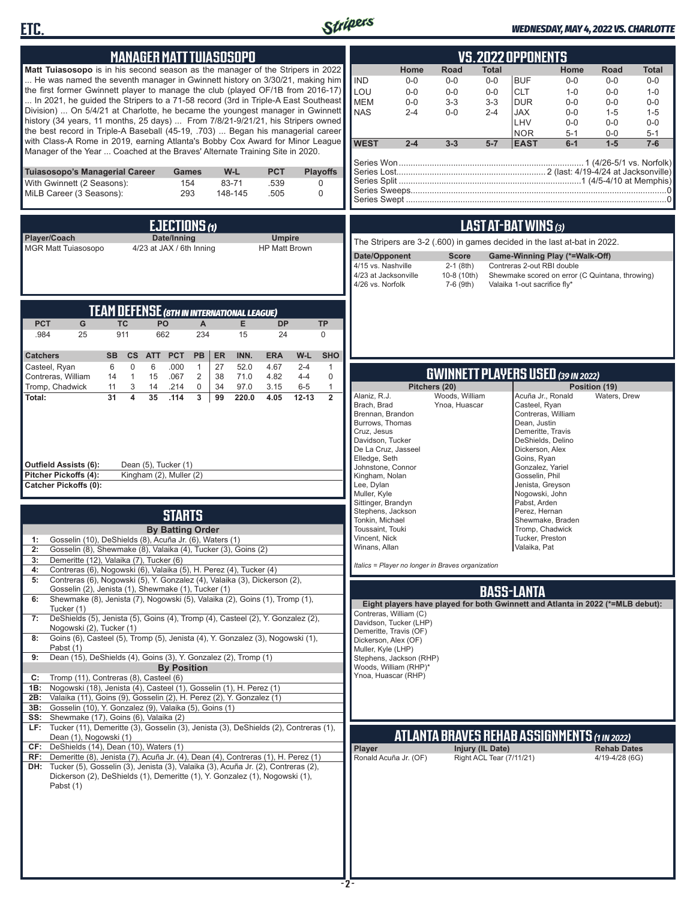## MANAGER MATT TUIASOSOPO

**Matt Tuiasosopo** is in his second season as the manager of the Stripers in 2022 ... He was named the seventh manager in Gwinnett history on 3/30/21, making him the first former Gwinnett player to manage the club (played OF/1B from 2016-17) ... In 2021, he guided the Stripers to a 71-58 record (3rd in Triple-A East Southeast Division) ... On 5/4/21 at Charlotte, he became the youngest manager in Gwinnett history (34 years, 11 months, 25 days) ... From 7/8/21-9/21/21, his Stripers owned the best record in Triple-A Baseball (45-19, .703) ... Began his managerial career with Class-A Rome in 2019, earning Atlanta's Bobby Cox Award for Minor League Manager of the Year ... Coached at the Braves' Alternate Training Site in 2020.

| Tuiasosopo's Managerial Career | Games | W-L | PCT | Playoffs |
|---|---|---|---|---|
| With Gwinnett (2 Seasons): | 154 | 83-71 | .539 | 0 |
| MiLB Career (3 Seasons): | 293 | 148-145 | .505 | 0 |

## EJECTIONS (1)

| Player/Coach | Date/Inning | Umpire |
|---|---|---|
| MGR Matt Tuiasosopo | 4/23 at JAX / 6th Inning | HP Matt Brown |

## TEAM DEFENSE (8TH IN INTERNATIONAL LEAGUE)

| PCT | G | TC | PO | A | E | DP | TP |
|---|---|---|---|---|---|---|---|
| .984 | 25 | 911 | 662 | 234 | 15 | 24 | 0 |

| Catchers | SB | CS | ATT | PCT | PB | ER | INN. | ERA | W-L | SHO |
|---|---|---|---|---|---|---|---|---|---|---|
| Casteel, Ryan | 6 | 0 | 6 | .000 | 1 | 27 | 52.0 | 4.67 | 2-4 | 1 |
| Contreras, William | 14 | 1 | 15 | .067 | 2 | 38 | 71.0 | 4.82 | 4-4 | 0 |
| Tromp, Chadwick | 11 | 3 | 14 | .214 | 0 | 34 | 97.0 | 3.15 | 6-5 | 1 |
| **Total:** | **31** | **4** | **35** | **.114** | **3** | **99** | **220.0** | **4.05** | **12-13** | **2** |

**Outfield Assists (6):** Dean (5), Tucker (1)
**Pitcher Pickoffs (4):** Kingham (2), Muller (2)
**Catcher Pickoffs (0):**

## STARTS

**By Batting Order**

| | |
|---|---|
| 1: | Gosselin (10), DeShields (8), Acuña Jr. (6), Waters (1) |
| 2: | Gosselin (8), Shewmake (8), Valaika (4), Tucker (3), Goins (2) |
| 3: | Demeritte (12), Valaika (7), Tucker (6) |
| 4: | Contreras (6), Nogowski (6), Valaika (5), H. Perez (4), Tucker (4) |
| 5: | Contreras (6), Nogowski (5), Y. Gonzalez (4), Valaika (3), Dickerson (2), Gosselin (2), Jenista (1), Shewmake (1), Tucker (1) |
| 6: | Shewmake (8), Jenista (7), Nogowski (5), Valaika (2), Goins (1), Tromp (1), Tucker (1) |
| 7: | DeShields (5), Jenista (5), Goins (4), Tromp (4), Casteel (2), Y. Gonzalez (2), Nogowski (2), Tucker (1) |
| 8: | Goins (6), Casteel (5), Tromp (5), Jenista (4), Y. Gonzalez (3), Nogowski (1), Pabst (1) |
| 9: | Dean (15), DeShields (4), Goins (3), Y. Gonzalez (2), Tromp (1) |

**By Position**

| | |
|---|---|
| C: | Tromp (11), Contreras (8), Casteel (6) |
| 1B: | Nogowski (18), Jenista (4), Casteel (1), Gosselin (1), H. Perez (1) |
| 2B: | Valaika (11), Goins (9), Gosselin (2), H. Perez (2), Y. Gonzalez (1) |
| 3B: | Gosselin (10), Y. Gonzalez (9), Valaika (5), Goins (1) |
| SS: | Shewmake (17), Goins (6), Valaika (2) |
| LF: | Tucker (11), Demeritte (3), Gosselin (3), Jenista (3), DeShields (2), Contreras (1), Dean (1), Nogowski (1) |
| CF: | DeShields (14), Dean (10), Waters (1) |
| RF: | Demeritte (8), Jenista (7), Acuña Jr. (4), Dean (4), Contreras (1), H. Perez (1) |
| DH: | Tucker (5), Gosselin (3), Jenista (3), Valaika (3), Acuña Jr. (2), Contreras (2), Dickerson (2), DeShields (1), Demeritte (1), Y. Gonzalez (1), Nogowski (1), Pabst (1) |

## VS. 2022 OPPONENTS

| | Home | Road | Total | | Home | Road | Total |
|---|---|---|---|---|---|---|---|
| IND | 0-0 | 0-0 | 0-0 | BUF | 0-0 | 0-0 | 0-0 |
| LOU | 0-0 | 0-0 | 0-0 | CLT | 1-0 | 0-0 | 1-0 |
| MEM | 0-0 | 3-3 | 3-3 | DUR | 0-0 | 0-0 | 0-0 |
| NAS | 2-4 | 0-0 | 2-4 | JAX | 0-0 | 1-5 | 1-5 |
| | | | | LHV | 0-0 | 0-0 | 0-0 |
| | | | | NOR | 5-1 | 0-0 | 5-1 |
| **WEST** | **2-4** | **3-3** | **5-7** | **EAST** | **6-1** | **1-5** | **7-6** |

Series Won: 1 (4/26-5/1 vs. Norfolk)
Series Lost: 2 (last: 4/19-4/24 at Jacksonville)
Series Split: 1 (4/5-4/10 at Memphis)
Series Sweeps: 0
Series Swept: 0

## LAST AT-BAT WINS (3)

The Stripers are 3-2 (.600) in games decided in the last at-bat in 2022.

| Date/Opponent | Score | Game-Winning Play (*=Walk-Off) |
|---|---|---|
| 4/15 vs. Nashville | 2-1 (8th) | Contreras 2-out RBI double |
| 4/23 at Jacksonville | 10-8 (10th) | Shewmake scored on error (C Quintana, throwing) |
| 4/26 vs. Norfolk | 7-6 (9th) | Valaika 1-out sacrifice fly* |

## GWINNETT PLAYERS USED (39 IN 2022)

**Pitchers (20):** Alaniz, R.J.; Brach, Brad; Brennan, Brandon; Burrows, Thomas; Cruz, Jesus; Davidson, Tucker; De La Cruz, Jasseel; Elledge, Seth; Johnstone, Connor; Kingham, Nolan; Lee, Dylan; Muller, Kyle; Sittinger, Brandyn; Stephens, Jackson; Tonkin, Michael; Toussaint, Touki; Vincent, Nick; Winans, Allan; Woods, William; Ynoa, Huascar

**Position (19):** Acuña Jr., Ronald; Casteel, Ryan; Contreras, William; Dean, Justin; Demeritte, Travis; DeShields, Delino; Dickerson, Alex; Goins, Ryan; Gonzalez, Yariel; Gosselin, Phil; Jenista, Greyson; Nogowski, John; Pabst, Arden; Perez, Hernan; Shewmake, Braden; Tromp, Chadwick; Tucker, Preston; Valaika, Pat; Waters, Drew

*Italics = Player no longer in Braves organization*

## BASS-LANTA

**Eight players have played for both Gwinnett and Atlanta in 2022 (*=MLB debut):**

Contreras, William (C)
Davidson, Tucker (LHP)
Demeritte, Travis (OF)
Dickerson, Alex (OF)
Muller, Kyle (LHP)
Stephens, Jackson (RHP)
Woods, William (RHP)*
Ynoa, Huascar (RHP)

## ATLANTA BRAVES REHAB ASSIGNMENTS (1 IN 2022)

| Player | Injury (IL Date) | Rehab Dates |
|---|---|---|
| Ronald Acuña Jr. (OF) | Right ACL Tear (7/11/21) | 4/19-4/28 (6G) |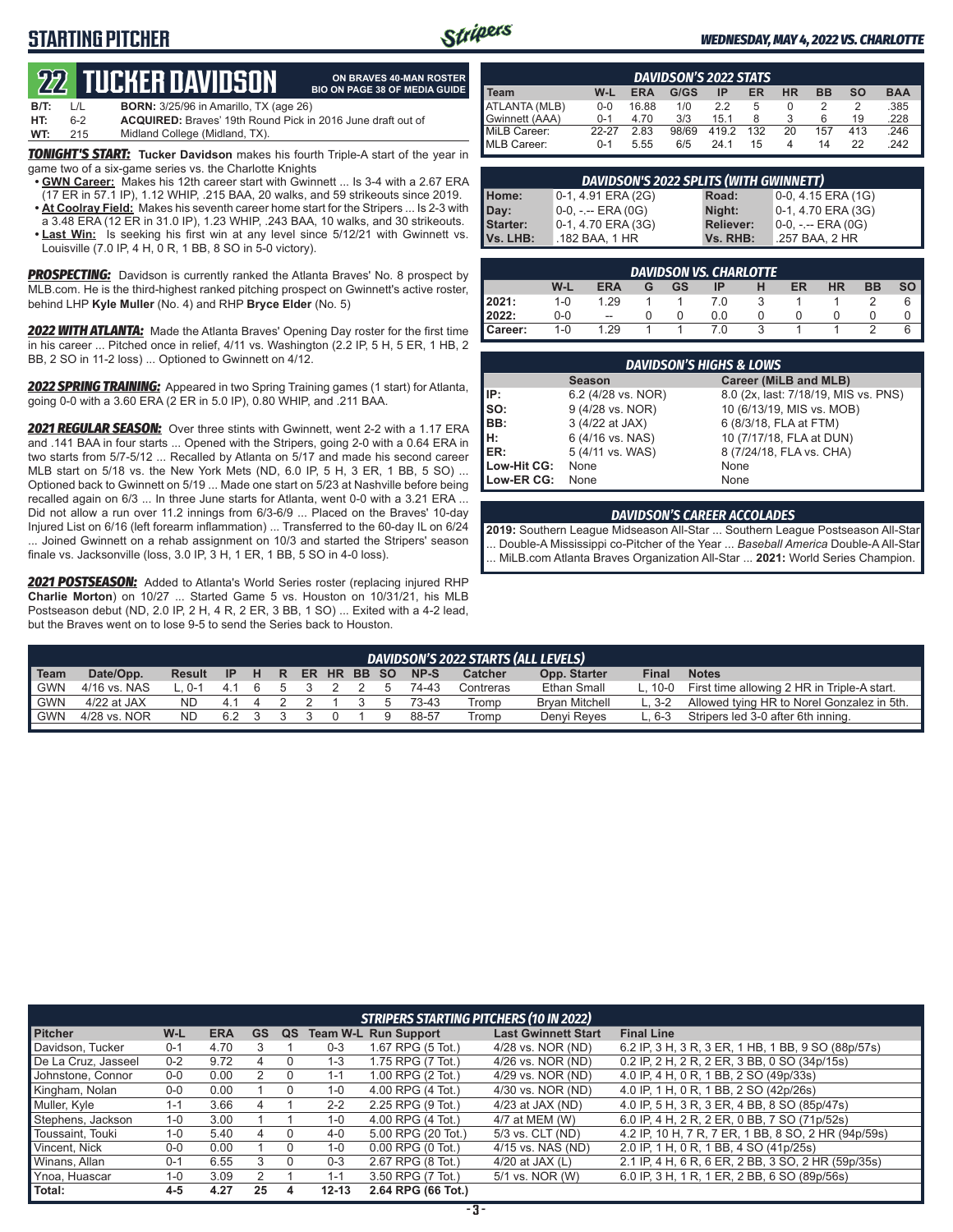# STARTING PITCHER

*WEDNESDAY, MAY 4, 2022 VS. CHARLOTTE*

## 22 TUCKER DAVIDSON

**ON BRAVES 40-MAN ROSTER**
**BIO ON PAGE 38 OF MEDIA GUIDE**

**B/T:** L/L **BORN:** 3/25/96 in Amarillo, TX (age 26)
**HT:** 6-2 **ACQUIRED:** Braves' 19th Round Pick in 2016 June draft out of
**WT:** 215 Midland College (Midland, TX).

***TONIGHT'S START:*** **Tucker Davidson** makes his fourth Triple-A start of the year in game two of a six-game series vs. the Charlotte Knights

- **GWN Career:** Makes his 12th career start with Gwinnett ... Is 3-4 with a 2.67 ERA (17 ER in 57.1 IP), 1.12 WHIP, .215 BAA, 20 walks, and 59 strikeouts since 2019.
- **At Coolray Field:** Makes his seventh career home start for the Stripers ... Is 2-3 with a 3.48 ERA (12 ER in 31.0 IP), 1.23 WHIP, .243 BAA, 10 walks, and 30 strikeouts.
- **Last Win:** Is seeking his first win at any level since 5/12/21 with Gwinnett vs. Louisville (7.0 IP, 4 H, 0 R, 1 BB, 8 SO in 5-0 victory).

***PROSPECTING:*** Davidson is currently ranked the Atlanta Braves' No. 8 prospect by MLB.com. He is the third-highest ranked pitching prospect on Gwinnett's active roster, behind LHP **Kyle Muller** (No. 4) and RHP **Bryce Elder** (No. 5)

***2022 WITH ATLANTA:*** Made the Atlanta Braves' Opening Day roster for the first time in his career ... Pitched once in relief, 4/11 vs. Washington (2.2 IP, 5 H, 5 ER, 1 HB, 2 BB, 2 SO in 11-2 loss) ... Optioned to Gwinnett on 4/12.

***2022 SPRING TRAINING:*** Appeared in two Spring Training games (1 start) for Atlanta, going 0-0 with a 3.60 ERA (2 ER in 5.0 IP), 0.80 WHIP, and .211 BAA.

***2021 REGULAR SEASON:*** Over three stints with Gwinnett, went 2-2 with a 1.17 ERA and .141 BAA in four starts ... Opened with the Stripers, going 2-0 with a 0.64 ERA in two starts from 5/7-5/12 ... Recalled by Atlanta on 5/17 and made his second career MLB start on 5/18 vs. the New York Mets (ND, 6.0 IP, 5 H, 3 ER, 1 BB, 5 SO) ... Optioned back to Gwinnett on 5/19 ... Made one start on 5/23 at Nashville before being recalled again on 6/3 ... In three June starts for Atlanta, went 0-0 with a 3.21 ERA ... Did not allow a run over 11.2 innings from 6/3-6/9 ... Placed on the Braves' 10-day Injured List on 6/16 (left forearm inflammation) ... Transferred to the 60-day IL on 6/24 ... Joined Gwinnett on a rehab assignment on 10/3 and started the Stripers' season finale vs. Jacksonville (loss, 3.0 IP, 3 H, 1 ER, 1 BB, 5 SO in 4-0 loss).

***2021 POSTSEASON:*** Added to Atlanta's World Series roster (replacing injured RHP **Charlie Morton**) on 10/27 ... Started Game 5 vs. Houston on 10/31/21, his MLB Postseason debut (ND, 2.0 IP, 2 H, 4 R, 2 ER, 3 BB, 1 SO) ... Exited with a 4-2 lead, but the Braves went on to lose 9-5 to send the Series back to Houston.

### DAVIDSON'S 2022 STATS

| Team | W-L | ERA | G/GS | IP | ER | HR | BB | SO | BAA |
|---|---|---|---|---|---|---|---|---|---|
| ATLANTA (MLB) | 0-0 | 16.88 | 1/0 | 2.2 | 5 | 0 | 2 | 2 | .385 |
| Gwinnett (AAA) | 0-1 | 4.70 | 3/3 | 15.1 | 8 | 3 | 6 | 19 | .228 |
| MiLB Career: | 22-27 | 2.83 | 98/69 | 419.2 | 132 | 20 | 157 | 413 | .246 |
| MLB Career: | 0-1 | 5.55 | 6/5 | 24.1 | 15 | 4 | 14 | 22 | .242 |

### DAVIDSON'S 2022 SPLITS (WITH GWINNETT)

| | | | |
|---|---|---|---|
| Home: | 0-1, 4.91 ERA (2G) | Road: | 0-0, 4.15 ERA (1G) |
| Day: | 0-0, -.-- ERA (0G) | Night: | 0-1, 4.70 ERA (3G) |
| Starter: | 0-1, 4.70 ERA (3G) | Reliever: | 0-0, -.-- ERA (0G) |
| Vs. LHB: | .182 BAA, 1 HR | Vs. RHB: | .257 BAA, 2 HR |

### DAVIDSON VS. CHARLOTTE

| | W-L | ERA | G | GS | IP | H | ER | HR | BB | SO |
|---|---|---|---|---|---|---|---|---|---|---|
| 2021: | 1-0 | 1.29 | 1 | 1 | 7.0 | 3 | 1 | 1 | 2 | 6 |
| 2022: | 0-0 | -- | 0 | 0 | 0.0 | 0 | 0 | 0 | 0 | 0 |
| Career: | 1-0 | 1.29 | 1 | 1 | 7.0 | 3 | 1 | 1 | 2 | 6 |

### DAVIDSON'S HIGHS & LOWS

| | Season | Career (MiLB and MLB) |
|---|---|---|
| IP: | 6.2 (4/28 vs. NOR) | 8.0 (2x, last: 7/18/19, MIS vs. PNS) |
| SO: | 9 (4/28 vs. NOR) | 10 (6/13/19, MIS vs. MOB) |
| BB: | 3 (4/22 at JAX) | 6 (8/3/18, FLA at FTM) |
| H: | 6 (4/16 vs. NAS) | 10 (7/17/18, FLA at DUN) |
| ER: | 5 (4/11 vs. WAS) | 8 (7/24/18, FLA vs. CHA) |
| Low-Hit CG: | None | None |
| Low-ER CG: | None | None |

### DAVIDSON'S CAREER ACCOLADES

**2019:** Southern League Midseason All-Star ... Southern League Postseason All-Star ... Double-A Mississippi co-Pitcher of the Year ... *Baseball America* Double-A All-Star ... MiLB.com Atlanta Braves Organization All-Star ... **2021:** World Series Champion.

### DAVIDSON'S 2022 STARTS (ALL LEVELS)

| Team | Date/Opp. | Result | IP | H | R | ER | HR | BB | SO | NP-S | Catcher | Opp. Starter | Final | Notes |
|---|---|---|---|---|---|---|---|---|---|---|---|---|---|---|
| GWN | 4/16 vs. NAS | L, 0-1 | 4.1 | 6 | 5 | 3 | 2 | 2 | 5 | 74-43 | Contreras | Ethan Small | L, 10-0 | First time allowing 2 HR in Triple-A start. |
| GWN | 4/22 at JAX | ND | 4.1 | 4 | 2 | 2 | 1 | 3 | 5 | 73-43 | Tromp | Bryan Mitchell | L, 3-2 | Allowed tying HR to Norel Gonzalez in 5th. |
| GWN | 4/28 vs. NOR | ND | 6.2 | 3 | 3 | 3 | 0 | 1 | 9 | 88-57 | Tromp | Denyi Reyes | L, 6-3 | Stripers led 3-0 after 6th inning. |

### STRIPERS STARTING PITCHERS (10 IN 2022)

| Pitcher | W-L | ERA | GS | QS | Team W-L | Run Support | Last Gwinnett Start | Final Line |
|---|---|---|---|---|---|---|---|---|
| Davidson, Tucker | 0-1 | 4.70 | 3 | 1 | 0-3 | 1.67 RPG (5 Tot.) | 4/28 vs. NOR (ND) | 6.2 IP, 3 H, 3 R, 3 ER, 1 HB, 1 BB, 9 SO (88p/57s) |
| De La Cruz, Jasseel | 0-2 | 9.72 | 4 | 0 | 1-3 | 1.75 RPG (7 Tot.) | 4/26 vs. NOR (ND) | 0.2 IP, 2 H, 2 R, 2 ER, 3 BB, 0 SO (34p/15s) |
| Johnstone, Connor | 0-0 | 0.00 | 2 | 0 | 1-1 | 1.00 RPG (2 Tot.) | 4/29 vs. NOR (ND) | 4.0 IP, 4 H, 0 R, 1 BB, 2 SO (49p/33s) |
| Kingham, Nolan | 0-0 | 0.00 | 1 | 0 | 1-0 | 4.00 RPG (4 Tot.) | 4/30 vs. NOR (ND) | 4.0 IP, 1 H, 0 R, 1 BB, 2 SO (42p/26s) |
| Muller, Kyle | 1-1 | 3.66 | 4 | 1 | 2-2 | 2.25 RPG (9 Tot.) | 4/23 at JAX (ND) | 4.0 IP, 5 H, 3 R, 3 ER, 4 BB, 8 SO (85p/47s) |
| Stephens, Jackson | 1-0 | 3.00 | 1 | 1 | 1-0 | 4.00 RPG (4 Tot.) | 4/7 at MEM (W) | 6.0 IP, 4 H, 2 R, 2 ER, 0 BB, 7 SO (71p/52s) |
| Toussaint, Touki | 1-0 | 5.40 | 4 | 0 | 4-0 | 5.00 RPG (20 Tot.) | 5/3 vs. CLT (ND) | 4.2 IP, 10 H, 7 R, 7 ER, 1 BB, 8 SO, 2 HR (94p/59s) |
| Vincent, Nick | 0-0 | 0.00 | 1 | 0 | 1-0 | 0.00 RPG (0 Tot.) | 4/15 vs. NAS (ND) | 2.0 IP, 1 H, 0 R, 1 BB, 4 SO (41p/25s) |
| Winans, Allan | 0-1 | 6.55 | 3 | 0 | 0-3 | 2.67 RPG (8 Tot.) | 4/20 at JAX (L) | 2.1 IP, 4 H, 6 R, 6 ER, 2 BB, 3 SO, 2 HR (59p/35s) |
| Ynoa, Huascar | 1-0 | 3.09 | 2 | 1 | 1-1 | 3.50 RPG (7 Tot.) | 5/1 vs. NOR (W) | 6.0 IP, 3 H, 1 R, 1 ER, 2 BB, 6 SO (89p/56s) |
| **Total:** | **4-5** | **4.27** | **25** | **4** | **12-13** | **2.64 RPG (66 Tot.)** | | |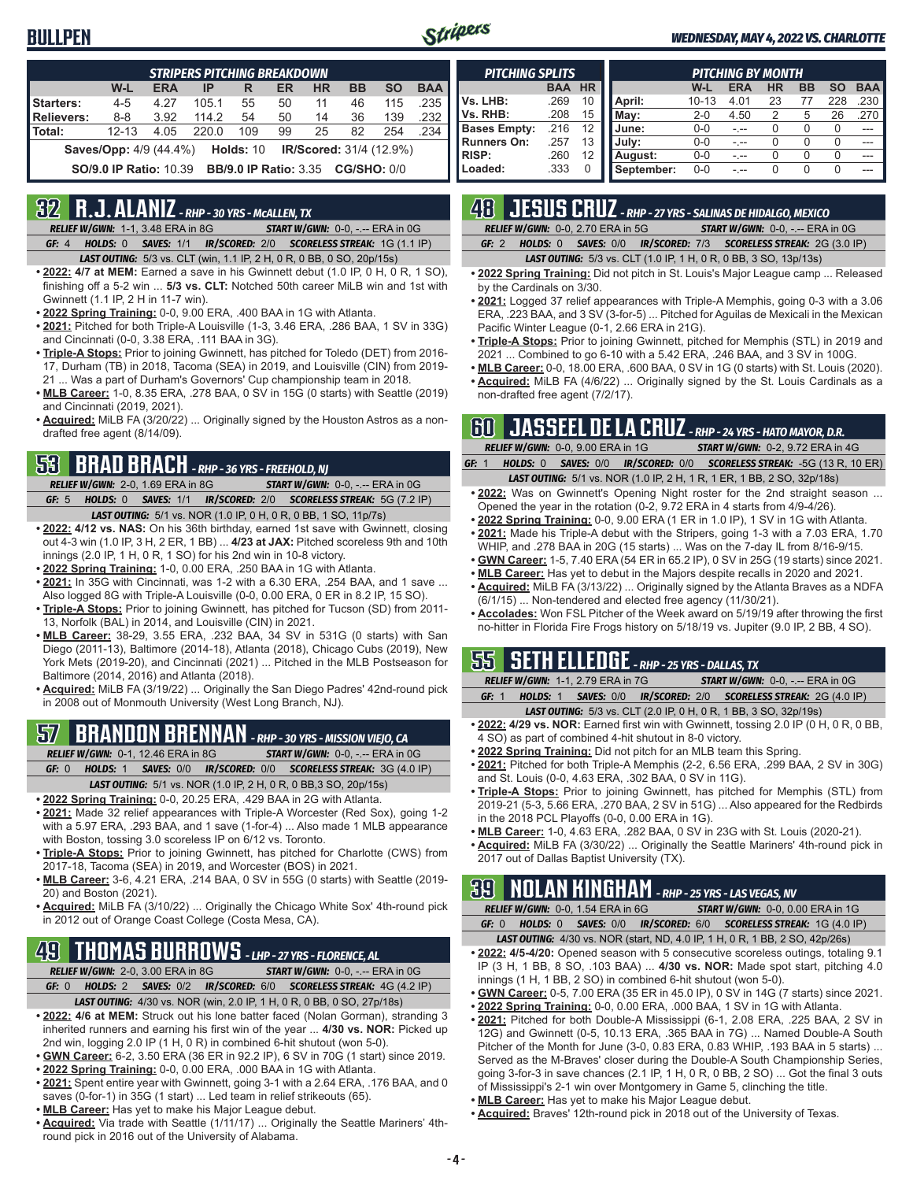# BULLPEN

**WEDNESDAY, MAY 4, 2022 VS. CHARLOTTE**

| STRIPERS PITCHING BREAKDOWN | W-L | ERA | IP | R | ER | HR | BB | SO | BAA |
|---|---|---|---|---|---|---|---|---|---|
| Starters: | 4-5 | 4.27 | 105.1 | 55 | 50 | 11 | 46 | 115 | .235 |
| Relievers: | 8-8 | 3.92 | 114.2 | 54 | 50 | 14 | 36 | 139 | .232 |
| Total: | 12-13 | 4.05 | 220.0 | 109 | 99 | 25 | 82 | 254 | .234 |

Saves/Opp: 4/9 (44.4%) Holds: 10 IR/Scored: 31/4 (12.9%)

SO/9.0 IP Ratio: 10.39 BB/9.0 IP Ratio: 3.35 CG/SHO: 0/0

| PITCHING SPLITS | BAA | HR |
|---|---|---|
| Vs. LHB: | .269 | 10 |
| Vs. RHB: | .208 | 15 |
| Bases Empty: | .216 | 12 |
| Runners On: | .257 | 13 |
| RISP: | .260 | 12 |
| Loaded: | .333 | 0 |

| PITCHING BY MONTH | W-L | ERA | HR | BB | SO | BAA |
|---|---|---|---|---|---|---|
| April: | 10-13 | 4.01 | 23 | 77 | 228 | .230 |
| May: | 2-0 | 4.50 | 2 | 5 | 26 | .270 |
| June: | 0-0 | -.-- | 0 | 0 | 0 | --- |
| July: | 0-0 | -.-- | 0 | 0 | 0 | --- |
| August: | 0-0 | -.-- | 0 | 0 | 0 | --- |
| September: | 0-0 | -.-- | 0 | 0 | 0 | --- |

## 32 R.J. ALANIZ - RHP - 30 YRS - McALLEN, TX

*RELIEF W/GWN:* 1-1, 3.48 ERA in 8G *START W/GWN:* 0-0, -.-- ERA in 0G

*GF:* 4 *HOLDS:* 0 *SAVES:* 1/1 *IR/SCORED:* 2/0 *SCORELESS STREAK:* 1G (1.1 IP)

*LAST OUTING:* 5/3 vs. CLT (win, 1.1 IP, 2 H, 0 R, 0 BB, 0 SO, 20p/15s)

- **2022:** 4/7 at MEM: Earned a save in his Gwinnett debut (1.0 IP, 0 H, 0 R, 1 SO), finishing off a 5-2 win ... **5/3 vs. CLT:** Notched 50th career MiLB win and 1st with Gwinnett (1.1 IP, 2 H in 11-7 win).
- **2022 Spring Training:** 0-0, 9.00 ERA, .400 BAA in 1G with Atlanta.
- **2021:** Pitched for both Triple-A Louisville (1-3, 3.46 ERA, .286 BAA, 1 SV in 33G) and Cincinnati (0-0, 3.38 ERA, .111 BAA in 3G).
- **Triple-A Stops:** Prior to joining Gwinnett, has pitched for Toledo (DET) from 2016-17, Durham (TB) in 2018, Tacoma (SEA) in 2019, and Louisville (CIN) from 2019-21 ... Was a part of Durham's Governors' Cup championship team in 2018.
- **MLB Career:** 1-0, 8.35 ERA, .278 BAA, 0 SV in 15G (0 starts) with Seattle (2019) and Cincinnati (2019, 2021).
- **Acquired:** MiLB FA (3/20/22) ... Originally signed by the Houston Astros as a non-drafted free agent (8/14/09).

## 53 BRAD BRACH - RHP - 36 YRS - FREEHOLD, NJ

*RELIEF W/GWN:* 2-0, 1.69 ERA in 8G *START W/GWN:* 0-0, -.-- ERA in 0G

*GF:* 5 *HOLDS:* 0 *SAVES:* 1/1 *IR/SCORED:* 2/0 *SCORELESS STREAK:* 5G (7.2 IP)

*LAST OUTING:* 5/1 vs. NOR (1.0 IP, 0 H, 0 R, 0 BB, 1 SO, 11p/7s)

- **2022:** 4/12 vs. NAS: On his 36th birthday, earned 1st save with Gwinnett, closing out 4-3 win (1.0 IP, 3 H, 2 ER, 1 BB) ... **4/23 at JAX:** Pitched scoreless 9th and 10th innings (2.0 IP, 1 H, 0 R, 1 SO) for his 2nd win in 10-8 victory.
- **2022 Spring Training:** 1-0, 0.00 ERA, .250 BAA in 1G with Atlanta.
- **2021:** In 35G with Cincinnati, was 1-2 with a 6.30 ERA, .254 BAA, and 1 save ... Also logged 8G with Triple-A Louisville (0-0, 0.00 ERA, 0 ER in 8.2 IP, 15 SO).
- **Triple-A Stops:** Prior to joining Gwinnett, has pitched for Tucson (SD) from 2011-13, Norfolk (BAL) in 2014, and Louisville (CIN) in 2021.
- **MLB Career:** 38-29, 3.55 ERA, .232 BAA, 34 SV in 531G (0 starts) with San Diego (2011-13), Baltimore (2014-18), Atlanta (2018), Chicago Cubs (2019), New York Mets (2019-20), and Cincinnati (2021) ... Pitched in the MLB Postseason for Baltimore (2014, 2016) and Atlanta (2018).
- **Acquired:** MiLB FA (3/19/22) ... Originally the San Diego Padres' 42nd-round pick in 2008 out of Monmouth University (West Long Branch, NJ).

## 57 BRANDON BRENNAN - RHP - 30 YRS - MISSION VIEJO, CA

*RELIEF W/GWN:* 0-1, 12.46 ERA in 8G *START W/GWN:* 0-0, -.-- ERA in 0G

*GF:* 0 *HOLDS:* 1 *SAVES:* 0/0 *IR/SCORED:* 0/0 *SCORELESS STREAK:* 3G (4.0 IP)

*LAST OUTING:* 5/1 vs. NOR (1.0 IP, 2 H, 0 R, 0 BB,3 SO, 20p/15s)

- **2022 Spring Training:** 0-0, 20.25 ERA, .429 BAA in 2G with Atlanta.
- **2021:** Made 32 relief appearances with Triple-A Worcester (Red Sox), going 1-2 with a 5.97 ERA, .293 BAA, and 1 save (1-for-4) ... Also made 1 MLB appearance with Boston, tossing 3.0 scoreless IP on 6/12 vs. Toronto.
- **Triple-A Stops:** Prior to joining Gwinnett, has pitched for Charlotte (CWS) from 2017-18, Tacoma (SEA) in 2019, and Worcester (BOS) in 2021.
- **MLB Career:** 3-6, 4.21 ERA, .214 BAA, 0 SV in 55G (0 starts) with Seattle (2019-20) and Boston (2021).
- **Acquired:** MiLB FA (3/10/22) ... Originally the Chicago White Sox' 4th-round pick in 2012 out of Orange Coast College (Costa Mesa, CA).

## 49 THOMAS BURROWS - LHP - 27 YRS - FLORENCE, AL

*RELIEF W/GWN:* 2-0, 3.00 ERA in 8G *START W/GWN:* 0-0, -.-- ERA in 0G

*GF:* 0 *HOLDS:* 2 *SAVES:* 0/2 *IR/SCORED:* 6/0 *SCORELESS STREAK:* 4G (4.2 IP)

*LAST OUTING:* 4/30 vs. NOR (win, 2.0 IP, 1 H, 0 R, 0 BB, 0 SO, 27p/18s)

- **2022:** 4/6 at MEM: Struck out his lone batter faced (Nolan Gorman), stranding 3 inherited runners and earning his first win of the year ... **4/30 vs. NOR:** Picked up 2nd win, logging 2.0 IP (1 H, 0 R) in combined 6-hit shutout (won 5-0).
- **GWN Career:** 6-2, 3.50 ERA (36 ER in 92.2 IP), 6 SV in 70G (1 start) since 2019.
- **2022 Spring Training:** 0-0, 0.00 ERA, .000 BAA in 1G with Atlanta.
- **2021:** Spent entire year with Gwinnett, going 3-1 with a 2.64 ERA, .176 BAA, and 0 saves (0-for-1) in 35G (1 start) ... Led team in relief strikeouts (65).
- **MLB Career:** Has yet to make his Major League debut.
- **Acquired:** Via trade with Seattle (1/11/17) ... Originally the Seattle Mariners' 4th-round pick in 2016 out of the University of Alabama.

## 48 JESUS CRUZ - RHP - 27 YRS - SALINAS DE HIDALGO, MEXICO

*RELIEF W/GWN:* 0-0, 2.70 ERA in 5G *START W/GWN:* 0-0, -.-- ERA in 0G

*GF:* 2 *HOLDS:* 0 *SAVES:* 0/0 *IR/SCORED:* 7/3 *SCORELESS STREAK:* 2G (3.0 IP)

*LAST OUTING:* 5/3 vs. CLT (1.0 IP, 1 H, 0 R, 0 BB, 3 SO, 13p/13s)

- **2022 Spring Training:** Did not pitch in St. Louis's Major League camp ... Released by the Cardinals on 3/30.
- **2021:** Logged 37 relief appearances with Triple-A Memphis, going 0-3 with a 3.06 ERA, .223 BAA, and 3 SV (3-for-5) ... Pitched for Aguilas de Mexicali in the Mexican Pacific Winter League (0-1, 2.66 ERA in 21G).
- **Triple-A Stops:** Prior to joining Gwinnett, pitched for Memphis (STL) in 2019 and 2021 ... Combined to go 6-10 with a 5.42 ERA, .246 BAA, and 3 SV in 100G.
- **MLB Career:** 0-0, 18.00 ERA, .600 BAA, 0 SV in 1G (0 starts) with St. Louis (2020).
- **Acquired:** MiLB FA (4/6/22) ... Originally signed by the St. Louis Cardinals as a non-drafted free agent (7/2/17).

## 60 JASSEEL DE LA CRUZ - RHP - 24 YRS - HATO MAYOR, D.R.

*RELIEF W/GWN:* 0-0, 9.00 ERA in 1G *START W/GWN:* 0-2, 9.72 ERA in 4G

*GF:* 1 *HOLDS:* 0 *SAVES:* 0/0 *IR/SCORED:* 0/0 *SCORELESS STREAK:* -5G (13 R, 10 ER)

*LAST OUTING:* 5/1 vs. NOR (1.0 IP, 2 H, 1 R, 1 ER, 1 BB, 2 SO, 32p/18s)

- **2022:** Was on Gwinnett's Opening Night roster for the 2nd straight season ... Opened the year in the rotation (0-2, 9.72 ERA in 4 starts from 4/9-4/26).
- **2022 Spring Training:** 0-0, 9.00 ERA (1 ER in 1.0 IP), 1 SV in 1G with Atlanta.
- **2021:** Made his Triple-A debut with the Stripers, going 1-3 with a 7.03 ERA, 1.70 WHIP, and .278 BAA in 20G (15 starts) ... Was on the 7-day IL from 8/16-9/15.
- **GWN Career:** 1-5, 7.40 ERA (54 ER in 65.2 IP), 0 SV in 25G (19 starts) since 2021.
- **MLB Career:** Has yet to debut in the Majors despite recalls in 2020 and 2021.
- **Acquired:** MiLB FA (3/13/22) ... Originally signed by the Atlanta Braves as a NDFA (6/1/15) ... Non-tendered and elected free agency (11/30/21).
- **Accolades:** Won FSL Pitcher of the Week award on 5/19/19 after throwing the first no-hitter in Florida Fire Frogs history on 5/18/19 vs. Jupiter (9.0 IP, 2 BB, 4 SO).

## 55 SETH ELLEDGE - RHP - 25 YRS - DALLAS, TX

*RELIEF W/GWN:* 1-1, 2.79 ERA in 7G *START W/GWN:* 0-0, -.-- ERA in 0G

*GF:* 1 *HOLDS:* 1 *SAVES:* 0/0 *IR/SCORED:* 2/0 *SCORELESS STREAK:* 2G (4.0 IP)

*LAST OUTING:* 5/3 vs. CLT (2.0 IP, 0 H, 0 R, 1 BB, 3 SO, 32p/19s)

- **2022:** 4/29 vs. NOR: Earned first win with Gwinnett, tossing 2.0 IP (0 H, 0 R, 0 BB, 4 SO) as part of combined 4-hit shutout in 8-0 victory.
- **2022 Spring Training:** Did not pitch for an MLB team this Spring.
- **2021:** Pitched for both Triple-A Memphis (2-2, 6.56 ERA, .299 BAA, 2 SV in 30G) and St. Louis (0-0, 4.63 ERA, .302 BAA, 0 SV in 11G).
- **Triple-A Stops:** Prior to joining Gwinnett, has pitched for Memphis (STL) from 2019-21 (5-3, 5.66 ERA, .270 BAA, 2 SV in 51G) ... Also appeared for the Redbirds in the 2018 PCL Playoffs (0-0, 0.00 ERA in 1G).
- **MLB Career:** 1-0, 4.63 ERA, .282 BAA, 0 SV in 23G with St. Louis (2020-21).
- **Acquired:** MiLB FA (3/30/22) ... Originally the Seattle Mariners' 4th-round pick in 2017 out of Dallas Baptist University (TX).

## 39 NOLAN KINGHAM - RHP - 25 YRS - LAS VEGAS, NV

*RELIEF W/GWN:* 0-0, 1.54 ERA in 6G *START W/GWN:* 0-0, 0.00 ERA in 1G

*GF:* 0 *HOLDS:* 0 *SAVES:* 0/0 *IR/SCORED:* 6/0 *SCORELESS STREAK:* 1G (4.0 IP)

*LAST OUTING:* 4/30 vs. NOR (start, ND, 4.0 IP, 1 H, 0 R, 1 BB, 2 SO, 42p/26s)

- **2022:** 4/5-4/20: Opened season with 5 consecutive scoreless outings, totaling 9.1 IP (3 H, 1 BB, 8 SO, .103 BAA) ... **4/30 vs. NOR:** Made spot start, pitching 4.0 innings (1 H, 1 BB, 2 SO) in combined 6-hit shutout (won 5-0).
- **GWN Career:** 0-5, 7.00 ERA (35 ER in 45.0 IP), 0 SV in 14G (7 starts) since 2021.
- **2022 Spring Training:** 0-0, 0.00 ERA, .000 BAA, 1 SV in 1G with Atlanta.
- **2021:** Pitched for both Double-A Mississippi (6-1, 2.08 ERA, .225 BAA, 2 SV in 12G) and Gwinnett (0-5, 10.13 ERA, .365 BAA in 7G) ... Named Double-A South Pitcher of the Month for June (3-0, 0.83 ERA, 0.83 WHIP, .193 BAA in 5 starts) ... Served as the M-Braves' closer during the Double-A South Championship Series, going 3-for-3 in save chances (2.1 IP, 1 H, 0 R, 0 BB, 2 SO) ... Got the final 3 outs of Mississippi's 2-1 win over Montgomery in Game 5, clinching the title.
- **MLB Career:** Has yet to make his Major League debut.
- **Acquired:** Braves' 12th-round pick in 2018 out of the University of Texas.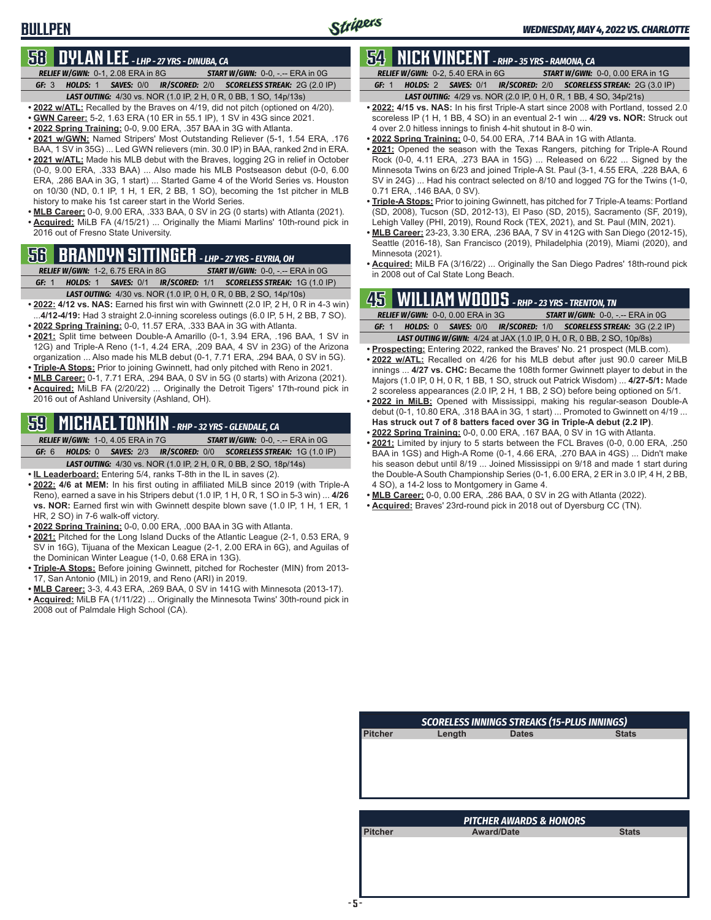# BULLPEN

## 58 DYLAN LEE - LHP - 27 YRS - DINUBA, CA

*RELIEF W/GWN:* 0-1, 2.08 ERA in 8G | *START W/GWN:* 0-0, -.-- ERA in 0G
*GF:* 3 | *HOLDS:* 1 | *SAVES:* 0/0 | *IR/SCORED:* 2/0 | *SCORELESS STREAK:* 2G (2.0 IP)
*LAST OUTING:* 4/30 vs. NOR (1.0 IP, 2 H, 0 R, 0 BB, 1 SO, 14p/13s)

- **2022 w/ATL:** Recalled by the Braves on 4/19, did not pitch (optioned on 4/20).
- **GWN Career:** 5-2, 1.63 ERA (10 ER in 55.1 IP), 1 SV in 43G since 2021.
- **2022 Spring Training:** 0-0, 9.00 ERA, .357 BAA in 3G with Atlanta.
- **2021 w/GWN:** Named Stripers' Most Outstanding Reliever (5-1, 1.54 ERA, .176 BAA, 1 SV in 35G) ... Led GWN relievers (min. 30.0 IP) in BAA, ranked 2nd in ERA.
- **2021 w/ATL:** Made his MLB debut with the Braves, logging 2G in relief in October (0-0, 9.00 ERA, .333 BAA) ... Also made his MLB Postseason debut (0-0, 6.00 ERA, .286 BAA in 3G, 1 start) ... Started Game 4 of the World Series vs. Houston on 10/30 (ND, 0.1 IP, 1 H, 1 ER, 2 BB, 1 SO), becoming the 1st pitcher in MLB history to make his 1st career start in the World Series.
- **MLB Career:** 0-0, 9.00 ERA, .333 BAA, 0 SV in 2G (0 starts) with Atlanta (2021).
- **Acquired:** MiLB FA (4/15/21) ... Originally the Miami Marlins' 10th-round pick in 2016 out of Fresno State University.

## 56 BRANDYN SITTINGER - LHP - 27 YRS - ELYRIA, OH

*RELIEF W/GWN:* 1-2, 6.75 ERA in 8G | *START W/GWN:* 0-0, -.-- ERA in 0G
*GF:* 1 | *HOLDS:* 1 | *SAVES:* 0/1 | *IR/SCORED:* 1/1 | *SCORELESS STREAK:* 1G (1.0 IP)
*LAST OUTING:* 4/30 vs. NOR (1.0 IP, 0 H, 0 R, 0 BB, 2 SO, 14p/10s)

- **2022:** **4/12 vs. NAS:** Earned his first win with Gwinnett (2.0 IP, 2 H, 0 R in 4-3 win) ...**4/12-4/19:** Had 3 straight 2.0-inning scoreless outings (6.0 IP, 5 H, 2 BB, 7 SO).
- **2022 Spring Training:** 0-0, 11.57 ERA, .333 BAA in 3G with Atlanta.
- **2021:** Split time between Double-A Amarillo (0-1, 3.94 ERA, .196 BAA, 1 SV in 12G) and Triple-A Reno (1-1, 4.24 ERA, .209 BAA, 4 SV in 23G) of the Arizona organization ... Also made his MLB debut (0-1, 7.71 ERA, .294 BAA, 0 SV in 5G).
- **Triple-A Stops:** Prior to joining Gwinnett, had only pitched with Reno in 2021.
- **MLB Career:** 0-1, 7.71 ERA, .294 BAA, 0 SV in 5G (0 starts) with Arizona (2021).
- **Acquired:** MiLB FA (2/20/22) ... Originally the Detroit Tigers' 17th-round pick in 2016 out of Ashland University (Ashland, OH).

## 59 MICHAEL TONKIN - RHP - 32 YRS - GLENDALE, CA

*RELIEF W/GWN:* 1-0, 4.05 ERA in 7G | *START W/GWN:* 0-0, -.-- ERA in 0G
*GF:* 6 | *HOLDS:* 0 | *SAVES:* 2/3 | *IR/SCORED:* 0/0 | *SCORELESS STREAK:* 1G (1.0 IP)
*LAST OUTING:* 4/30 vs. NOR (1.0 IP, 2 H, 0 R, 0 BB, 2 SO, 18p/14s)

- **IL Leaderboard:** Entering 5/4, ranks T-8th in the IL in saves (2).
- **2022:** **4/6 at MEM:** In his first outing in affiliated MiLB since 2019 (with Triple-A Reno), earned a save in his Stripers debut (1.0 IP, 1 H, 0 R, 1 SO in 5-3 win) ... **4/26 vs. NOR:** Earned first win with Gwinnett despite blown save (1.0 IP, 1 H, 1 ER, 1 HR, 2 SO) in 7-6 walk-off victory.
- **2022 Spring Training:** 0-0, 0.00 ERA, .000 BAA in 3G with Atlanta.
- **2021:** Pitched for the Long Island Ducks of the Atlantic League (2-1, 0.53 ERA, 9 SV in 16G), Tijuana of the Mexican League (2-1, 2.00 ERA in 6G), and Aguilas of the Dominican Winter League (1-0, 0.68 ERA in 13G).
- **Triple-A Stops:** Before joining Gwinnett, pitched for Rochester (MIN) from 2013-17, San Antonio (MIL) in 2019, and Reno (ARI) in 2019.
- **MLB Career:** 3-3, 4.43 ERA, .269 BAA, 0 SV in 141G with Minnesota (2013-17).
- **Acquired:** MiLB FA (1/11/22) ... Originally the Minnesota Twins' 30th-round pick in 2008 out of Palmdale High School (CA).

## 54 NICK VINCENT - RHP - 35 YRS - RAMONA, CA

*RELIEF W/GWN:* 0-2, 5.40 ERA in 6G | *START W/GWN:* 0-0, 0.00 ERA in 1G
*GF:* 1 | *HOLDS:* 2 | *SAVES:* 0/1 | *IR/SCORED:* 2/0 | *SCORELESS STREAK:* 2G (3.0 IP)
*LAST OUTING:* 4/29 vs. NOR (2.0 IP, 0 H, 0 R, 1 BB, 4 SO, 34p/21s)

- **2022:** **4/15 vs. NAS:** In his first Triple-A start since 2008 with Portland, tossed 2.0 scoreless IP (1 H, 1 BB, 4 SO) in an eventual 2-1 win ... **4/29 vs. NOR:** Struck out 4 over 2.0 hitless innings to finish 4-hit shutout in 8-0 win.
- **2022 Spring Training:** 0-0, 54.00 ERA, .714 BAA in 1G with Atlanta.
- **2021:** Opened the season with the Texas Rangers, pitching for Triple-A Round Rock (0-0, 4.11 ERA, .273 BAA in 15G) ... Released on 6/22 ... Signed by the Minnesota Twins on 6/23 and joined Triple-A St. Paul (3-1, 4.55 ERA, .228 BAA, 6 SV in 24G) ... Had his contract selected on 8/10 and logged 7G for the Twins (1-0, 0.71 ERA, .146 BAA, 0 SV).
- **Triple-A Stops:** Prior to joining Gwinnett, has pitched for 7 Triple-A teams: Portland (SD, 2008), Tucson (SD, 2012-13), El Paso (SD, 2015), Sacramento (SF, 2019), Lehigh Valley (PHI, 2019), Round Rock (TEX, 2021), and St. Paul (MIN, 2021).
- **MLB Career:** 23-23, 3.30 ERA, .236 BAA, 7 SV in 412G with San Diego (2012-15), Seattle (2016-18), San Francisco (2019), Philadelphia (2019), Miami (2020), and Minnesota (2021).
- **Acquired:** MiLB FA (3/16/22) ... Originally the San Diego Padres' 18th-round pick in 2008 out of Cal State Long Beach.

## 45 WILLIAM WOODS - RHP - 23 YRS - TRENTON, TN

*RELIEF W/GWN:* 0-0, 0.00 ERA in 3G | *START W/GWN:* 0-0, -.-- ERA in 0G
*GF:* 1 | *HOLDS:* 0 | *SAVES:* 0/0 | *IR/SCORED:* 1/0 | *SCORELESS STREAK:* 3G (2.2 IP)
*LAST OUTING W/GWN:* 4/24 at JAX (1.0 IP, 0 H, 0 R, 0 BB, 2 SO, 10p/8s)

- **Prospecting:** Entering 2022, ranked the Braves' No. 21 prospect (MLB.com).
- **2022 w/ATL:** Recalled on 4/26 for his MLB debut after just 90.0 career MiLB innings ... **4/27 vs. CHC:** Became the 108th former Gwinnett player to debut in the Majors (1.0 IP, 0 H, 0 R, 1 BB, 1 SO, struck out Patrick Wisdom) ... **4/27-5/1:** Made 2 scoreless appearances (2.0 IP, 2 H, 1 BB, 2 SO) before being optioned on 5/1.
- **2022 in MiLB:** Opened with Mississippi, making his regular-season Double-A debut (0-1, 10.80 ERA, .318 BAA in 3G, 1 start) ... Promoted to Gwinnett on 4/19 ... **Has struck out 7 of 8 batters faced over 3G in Triple-A debut (2.2 IP)**.
- **2022 Spring Training:** 0-0, 0.00 ERA, .167 BAA, 0 SV in 1G with Atlanta.
- **2021:** Limited by injury to 5 starts between the FCL Braves (0-0, 0.00 ERA, .250 BAA in 1GS) and High-A Rome (0-1, 4.66 ERA, .270 BAA in 4GS) ... Didn't make his season debut until 8/19 ... Joined Mississippi on 9/18 and made 1 start during the Double-A South Championship Series (0-1, 6.00 ERA, 2 ER in 3.0 IP, 4 H, 2 BB, 4 SO), a 14-2 loss to Montgomery in Game 4.
- **MLB Career:** 0-0, 0.00 ERA, .286 BAA, 0 SV in 2G with Atlanta (2022).
- **Acquired:** Braves' 23rd-round pick in 2018 out of Dyersburg CC (TN).

### SCORELESS INNINGS STREAKS (15-PLUS INNINGS)

| Pitcher | Length | Dates | Stats |
|---|---|---|---|

### PITCHER AWARDS & HONORS

| Pitcher | Award/Date | Stats |
|---|---|---|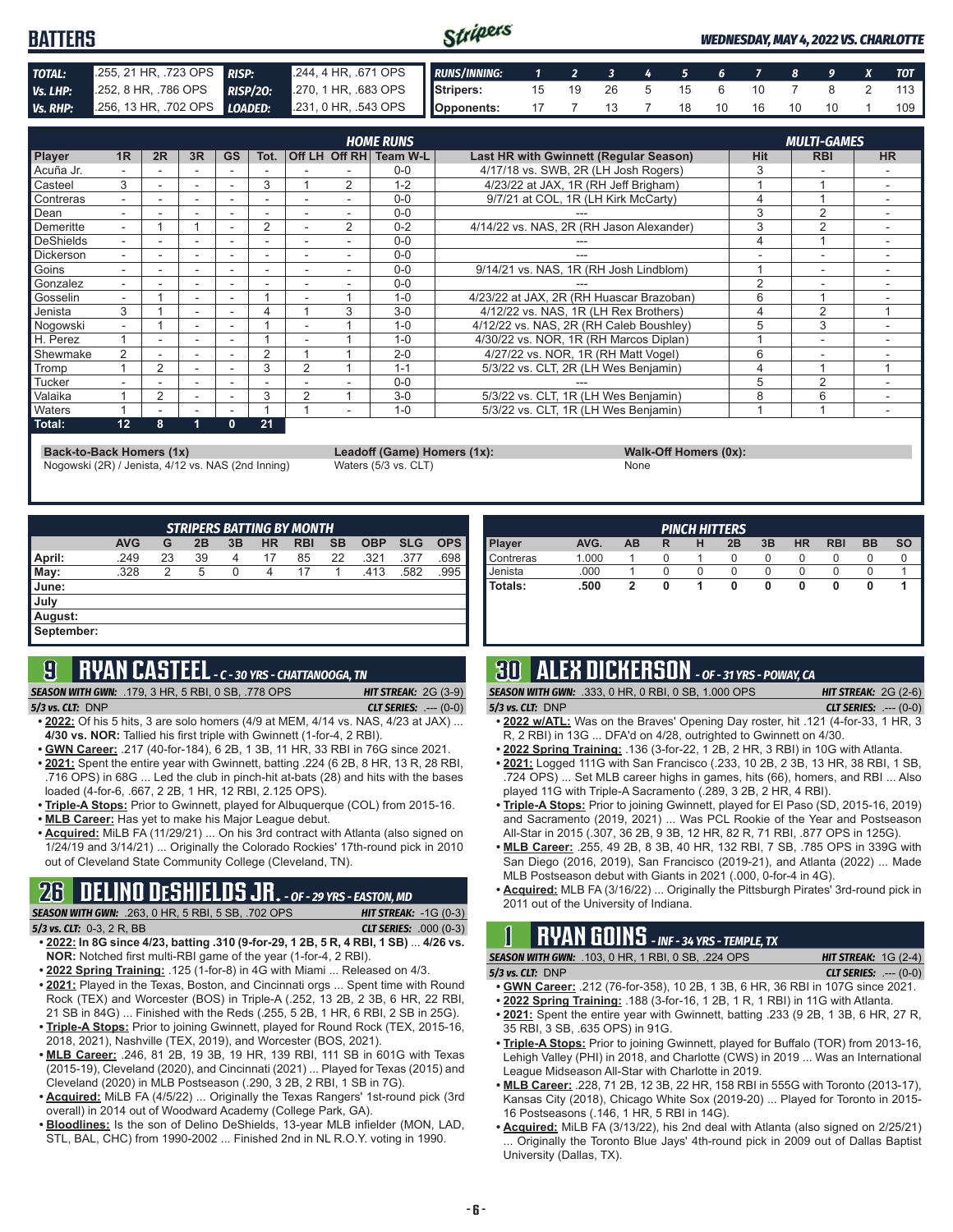# BATTERS

*WEDNESDAY, MAY 4, 2022 VS. CHARLOTTE*

| | | | |
|---|---|---|---|
| **TOTAL:** | .255, 21 HR, .723 OPS | **RISP:** | .244, 4 HR, .671 OPS |
| **Vs. LHP:** | .252, 8 HR, .786 OPS | **RISP/2O:** | .270, 1 HR, .683 OPS |
| **Vs. RHP:** | .256, 13 HR, .702 OPS | **LOADED:** | .231, 0 HR, .543 OPS |

| RUNS/INNING: | 1 | 2 | 3 | 4 | 5 | 6 | 7 | 8 | 9 | X | TOT |
|---|---|---|---|---|---|---|---|---|---|---|---|
| Stripers: | 15 | 19 | 26 | 5 | 15 | 6 | 10 | 7 | 8 | 2 | 113 |
| Opponents: | 17 | 7 | 13 | 7 | 18 | 10 | 16 | 10 | 10 | 1 | 109 |

| | HOME RUNS | | | | | | | | Last HR with Gwinnett (Regular Season) | MULTI-GAMES | | |
|---|---|---|---|---|---|---|---|---|---|---|---|---|
| Player | 1R | 2R | 3R | GS | Tot. | Off LH | Off RH | Team W-L | | Hit | RBI | HR |
| Acuña Jr. | - | - | - | - | - | - | - | 0-0 | 4/17/18 vs. SWB, 2R (LH Josh Rogers) | 3 | - | - |
| Casteel | 3 | - | - | - | 3 | 1 | 2 | 1-2 | 4/23/22 at JAX, 1R (RH Jeff Brigham) | 1 | 1 | - |
| Contreras | - | - | - | - | - | - | - | 0-0 | 9/7/21 at COL, 1R (LH Kirk McCarty) | 4 | 1 | - |
| Dean | - | - | - | - | - | - | - | 0-0 | --- | 3 | 2 | - |
| Demeritte | - | 1 | 1 | - | 2 | - | 2 | 0-2 | 4/14/22 vs. NAS, 2R (RH Jason Alexander) | 3 | 2 | - |
| DeShields | - | - | - | - | - | - | - | 0-0 | --- | 4 | 1 | - |
| Dickerson | - | - | - | - | - | - | - | 0-0 | --- | - | - | - |
| Goins | - | - | - | - | - | - | - | 0-0 | 9/14/21 vs. NAS, 1R (RH Josh Lindblom) | 1 | - | - |
| Gonzalez | - | - | - | - | - | - | - | 0-0 | --- | 2 | - | - |
| Gosselin | - | 1 | - | - | 1 | - | 1 | 1-0 | 4/23/22 at JAX, 2R (RH Huascar Brazoban) | 6 | 1 | - |
| Jenista | 3 | 1 | - | - | 4 | 1 | 3 | 3-0 | 4/12/22 vs. NAS, 1R (LH Rex Brothers) | 4 | 2 | 1 |
| Nogowski | - | 1 | - | - | 1 | - | 1 | 1-0 | 4/12/22 vs. NAS, 2R (RH Caleb Boushley) | 5 | 3 | - |
| H. Perez | 1 | - | - | - | 1 | - | 1 | 1-0 | 4/30/22 vs. NOR, 1R (RH Marcos Diplan) | 1 | - | - |
| Shewmake | 2 | - | - | - | 2 | 1 | 1 | 2-0 | 4/27/22 vs. NOR, 1R (RH Matt Vogel) | 6 | - | - |
| Tromp | 1 | 2 | - | - | 3 | 2 | 1 | 1-1 | 5/3/22 vs. CLT, 2R (LH Wes Benjamin) | 4 | 1 | 1 |
| Tucker | - | - | - | - | - | - | - | 0-0 | --- | 5 | 2 | - |
| Valaika | 1 | 2 | - | - | 3 | 2 | 1 | 3-0 | 5/3/22 vs. CLT, 1R (LH Wes Benjamin) | 8 | 6 | - |
| Waters | 1 | - | - | - | 1 | 1 | - | 1-0 | 5/3/22 vs. CLT, 1R (LH Wes Benjamin) | 1 | 1 | - |
| **Total:** | **12** | **8** | **1** | **0** | **21** | | | | | | | |

**Back-to-Back Homers (1x)**
Nogowski (2R) / Jenista, 4/12 vs. NAS (2nd Inning)

**Leadoff (Game) Homers (1x):**
Waters (5/3 vs. CLT)

**Walk-Off Homers (0x):**
None

| STRIPERS BATTING BY MONTH | AVG | G | 2B | 3B | HR | RBI | SB | OBP | SLG | OPS |
|---|---|---|---|---|---|---|---|---|---|---|
| April: | .249 | 23 | 39 | 4 | 17 | 85 | 22 | .321 | .377 | .698 |
| May: | .328 | 2 | 5 | 0 | 4 | 17 | 1 | .413 | .582 | .995 |
| June: | | | | | | | | | | |
| July | | | | | | | | | | |
| August: | | | | | | | | | | |
| September: | | | | | | | | | | |

| PINCH HITTERS | | | | | | | | | | |
|---|---|---|---|---|---|---|---|---|---|---|
| Player | AVG. | AB | R | H | 2B | 3B | HR | RBI | BB | SO |
| Contreras | 1.000 | 1 | 0 | 1 | 0 | 0 | 0 | 0 | 0 | 0 |
| Jenista | .000 | 1 | 0 | 0 | 0 | 0 | 0 | 0 | 0 | 1 |
| **Totals:** | **.500** | **2** | **0** | **1** | **0** | **0** | **0** | **0** | **0** | **1** |

## 9 RYAN CASTEEL - C - 30 YRS - CHATTANOOGA, TN

**SEASON WITH GWN:** .179, 3 HR, 5 RBI, 0 SB, .778 OPS — **HIT STREAK:** 2G (3-9)
**5/3 vs. CLT:** DNP — **CLT SERIES:** .--- (0-0)

- **2022:** Of his 5 hits, 3 are solo homers (4/9 at MEM, 4/14 vs. NAS, 4/23 at JAX) ... **4/30 vs. NOR:** Tallied his first triple with Gwinnett (1-for-4, 2 RBI).
- **GWN Career:** .217 (40-for-184), 6 2B, 1 3B, 11 HR, 33 RBI in 76G since 2021.
- **2021:** Spent the entire year with Gwinnett, batting .224 (6 2B, 8 HR, 13 R, 28 RBI, .716 OPS) in 68G ... Led the club in pinch-hit at-bats (28) and hits with the bases loaded (4-for-6, .667, 2 2B, 1 HR, 12 RBI, 2.125 OPS).
- **Triple-A Stops:** Prior to Gwinnett, played for Albuquerque (COL) from 2015-16.
- **MLB Career:** Has yet to make his Major League debut.
- **Acquired:** MiLB FA (11/29/21) ... On his 3rd contract with Atlanta (also signed on 1/24/19 and 3/14/21) ... Originally the Colorado Rockies' 17th-round pick in 2010 out of Cleveland State Community College (Cleveland, TN).

## 26 DELINO DESHIELDS JR. - OF - 29 YRS - EASTON, MD

**SEASON WITH GWN:** .263, 0 HR, 5 RBI, 5 SB, .702 OPS — **HIT STREAK:** -1G (0-3)
**5/3 vs. CLT:** 0-3, 2 R, BB — **CLT SERIES:** .000 (0-3)

- **2022: In 8G since 4/23, batting .310 (9-for-29, 1 2B, 5 R, 4 RBI, 1 SB)** ... **4/26 vs. NOR:** Notched first multi-RBI game of the year (1-for-4, 2 RBI).
- **2022 Spring Training:** .125 (1-for-8) in 4G with Miami ... Released on 4/3.
- **2021:** Played in the Texas, Boston, and Cincinnati orgs ... Spent time with Round Rock (TEX) and Worcester (BOS) in Triple-A (.252, 13 2B, 2 3B, 6 HR, 22 RBI, 21 SB in 84G) ... Finished with the Reds (.255, 5 2B, 1 HR, 6 RBI, 2 SB in 25G).
- **Triple-A Stops:** Prior to joining Gwinnett, played for Round Rock (TEX, 2015-16, 2018, 2021), Nashville (TEX, 2019), and Worcester (BOS, 2021).
- **MLB Career:** .246, 81 2B, 19 3B, 19 HR, 139 RBI, 111 SB in 601G with Texas (2015-19), Cleveland (2020), and Cincinnati (2021) ... Played for Texas (2015) and Cleveland (2020) in MLB Postseason (.290, 3 2B, 2 RBI, 1 SB in 7G).
- **Acquired:** MiLB FA (4/5/22) ... Originally the Texas Rangers' 1st-round pick (3rd overall) in 2014 out of Woodward Academy (College Park, GA).
- **Bloodlines:** Is the son of Delino DeShields, 13-year MLB infielder (MON, LAD, STL, BAL, CHC) from 1990-2002 ... Finished 2nd in NL R.O.Y. voting in 1990.

## 30 ALEX DICKERSON - OF - 31 YRS - POWAY, CA

**SEASON WITH GWN:** .333, 0 HR, 0 RBI, 0 SB, 1.000 OPS — **HIT STREAK:** 2G (2-6)
**5/3 vs. CLT:** DNP — **CLT SERIES:** .--- (0-0)

- **2022 w/ATL:** Was on the Braves' Opening Day roster, hit .121 (4-for-33, 1 HR, 3 R, 2 RBI) in 13G ... DFA'd on 4/28, outrighted to Gwinnett on 4/30.
- **2022 Spring Training:** .136 (3-for-22, 1 2B, 2 HR, 3 RBI) in 10G with Atlanta.
- **2021:** Logged 111G with San Francisco (.233, 10 2B, 2 3B, 13 HR, 38 RBI, 1 SB, .724 OPS) ... Set MLB career highs in games, hits (66), homers, and RBI ... Also played 11G with Triple-A Sacramento (.289, 3 2B, 2 HR, 4 RBI).
- **Triple-A Stops:** Prior to joining Gwinnett, played for El Paso (SD, 2015-16, 2019) and Sacramento (2019, 2021) ... Was PCL Rookie of the Year and Postseason All-Star in 2015 (.307, 36 2B, 9 3B, 12 HR, 82 R, 71 RBI, .877 OPS in 125G).
- **MLB Career:** .255, 49 2B, 8 3B, 40 HR, 132 RBI, 7 SB, .785 OPS in 339G with San Diego (2016, 2019), San Francisco (2019-21), and Atlanta (2022) ... Made MLB Postseason debut with Giants in 2021 (.000, 0-for-4 in 4G).
- **Acquired:** MLB FA (3/16/22) ... Originally the Pittsburgh Pirates' 3rd-round pick in 2011 out of the University of Indiana.

## 1 RYAN GOINS - INF - 34 YRS - TEMPLE, TX

**SEASON WITH GWN:** .103, 0 HR, 1 RBI, 0 SB, .224 OPS — **HIT STREAK:** 1G (2-4)
**5/3 vs. CLT:** DNP — **CLT SERIES:** .--- (0-0)

- **GWN Career:** .212 (76-for-358), 10 2B, 1 3B, 6 HR, 36 RBI in 107G since 2021.
- **2022 Spring Training:** .188 (3-for-16, 1 2B, 1 R, 1 RBI) in 11G with Atlanta.
- **2021:** Spent the entire year with Gwinnett, batting .233 (9 2B, 1 3B, 6 HR, 27 R, 35 RBI, 3 SB, .635 OPS) in 91G.
- **Triple-A Stops:** Prior to joining Gwinnett, played for Buffalo (TOR) from 2013-16, Lehigh Valley (PHI) in 2018, and Charlotte (CWS) in 2019 ... Was an International League Midseason All-Star with Charlotte in 2019.
- **MLB Career:** .228, 71 2B, 12 3B, 22 HR, 158 RBI in 555G with Toronto (2013-17), Kansas City (2018), Chicago White Sox (2019-20) ... Played for Toronto in 2015-16 Postseasons (.146, 1 HR, 5 RBI in 14G).
- **Acquired:** MiLB FA (3/13/22), his 2nd deal with Atlanta (also signed on 2/25/21) ... Originally the Toronto Blue Jays' 4th-round pick in 2009 out of Dallas Baptist University (Dallas, TX).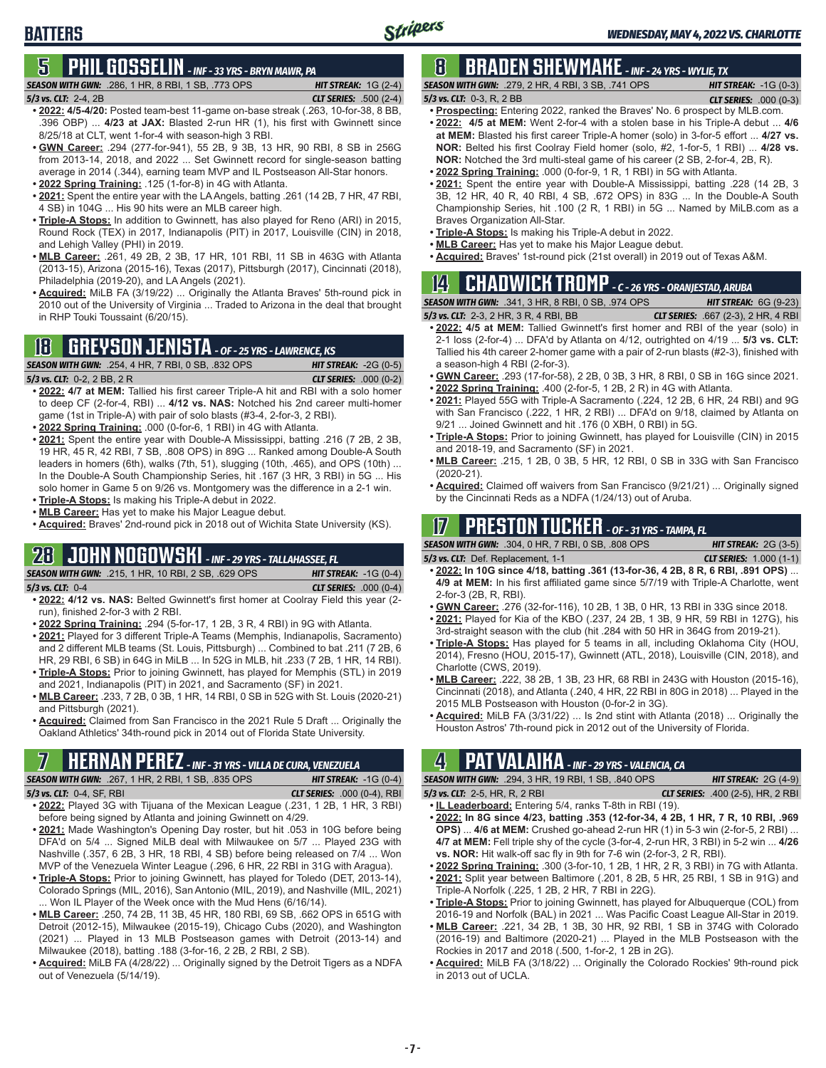# BATTERS

## 5 PHIL GOSSELIN - INF - 33 YRS - BRYN MAWR, PA

**SEASON WITH GWN:** .286, 1 HR, 8 RBI, 1 SB, .773 OPS **HIT STREAK:** 1G (2-4)
**5/3 vs. CLT:** 2-4, 2B **CLT SERIES:** .500 (2-4)

- **2022:** 4/5-4/20: Posted team-best 11-game on-base streak (.263, 10-for-38, 8 BB, .396 OBP) ... **4/23 at JAX:** Blasted 2-run HR (1), his first with Gwinnett since 8/25/18 at CLT, went 1-for-4 with season-high 3 RBI.
- **GWN Career:** .294 (277-for-941), 55 2B, 9 3B, 13 HR, 90 RBI, 8 SB in 256G from 2013-14, 2018, and 2022 ... Set Gwinnett record for single-season batting average in 2014 (.344), earning team MVP and IL Postseason All-Star honors.
- **2022 Spring Training:** .125 (1-for-8) in 4G with Atlanta.
- **2021:** Spent the entire year with the LA Angels, batting .261 (14 2B, 7 HR, 47 RBI, 4 SB) in 104G ... His 90 hits were an MLB career high.
- **Triple-A Stops:** In addition to Gwinnett, has also played for Reno (ARI) in 2015, Round Rock (TEX) in 2017, Indianapolis (PIT) in 2017, Louisville (CIN) in 2018, and Lehigh Valley (PHI) in 2019.
- **MLB Career:** .261, 49 2B, 2 3B, 17 HR, 101 RBI, 11 SB in 463G with Atlanta (2013-15), Arizona (2015-16), Texas (2017), Pittsburgh (2017), Cincinnati (2018), Philadelphia (2019-20), and LA Angels (2021).
- **Acquired:** MiLB FA (3/19/22) ... Originally the Atlanta Braves' 5th-round pick in 2010 out of the University of Virginia ... Traded to Arizona in the deal that brought in RHP Touki Toussaint (6/20/15).

## 18 GREYSON JENISTA - OF - 25 YRS - LAWRENCE, KS

**SEASON WITH GWN:** .254, 4 HR, 7 RBI, 0 SB, .832 OPS **HIT STREAK:** -2G (0-5)
**5/3 vs. CLT:** 0-2, 2 BB, 2 R **CLT SERIES:** .000 (0-2)

- **2022:** **4/7 at MEM:** Tallied his first career Triple-A hit and RBI with a solo homer to deep CF (2-for-4, RBI) ... **4/12 vs. NAS:** Notched his 2nd career multi-homer game (1st in Triple-A) with pair of solo blasts (#3-4, 2-for-3, 2 RBI).
- **2022 Spring Training:** .000 (0-for-6, 1 RBI) in 4G with Atlanta.
- **2021:** Spent the entire year with Double-A Mississippi, batting .216 (7 2B, 2 3B, 19 HR, 45 R, 42 RBI, 7 SB, .808 OPS) in 89G ... Ranked among Double-A South leaders in homers (6th), walks (7th, 51), slugging (10th, .465), and OPS (10th) ... In the Double-A South Championship Series, hit .167 (3 HR, 3 RBI) in 5G ... His solo homer in Game 5 on 9/26 vs. Montgomery was the difference in a 2-1 win.
- **Triple-A Stops:** Is making his Triple-A debut in 2022.
- **MLB Career:** Has yet to make his Major League debut.
- **Acquired:** Braves' 2nd-round pick in 2018 out of Wichita State University (KS).

## 28 JOHN NOGOWSKI - INF - 29 YRS - TALLAHASSEE, FL

**SEASON WITH GWN:** .215, 1 HR, 10 RBI, 2 SB, .629 OPS **HIT STREAK:** -1G (0-4)
**5/3 vs. CLT:** 0-4 **CLT SERIES:** .000 (0-4)

- **2022:** **4/12 vs. NAS:** Belted Gwinnett's first homer at Coolray Field this year (2-run), finished 2-for-3 with 2 RBI.
- **2022 Spring Training:** .294 (5-for-17, 1 2B, 3 R, 4 RBI) in 9G with Atlanta.
- **2021:** Played for 3 different Triple-A Teams (Memphis, Indianapolis, Sacramento) and 2 different MLB teams (St. Louis, Pittsburgh) ... Combined to bat .211 (7 2B, 6 HR, 29 RBI, 6 SB) in 64G in MiLB ... In 52G in MLB, hit .233 (7 2B, 1 HR, 14 RBI).
- **Triple-A Stops:** Prior to joining Gwinnett, has played for Memphis (STL) in 2019 and 2021, Indianapolis (PIT) in 2021, and Sacramento (SF) in 2021.
- **MLB Career:** .233, 7 2B, 0 3B, 1 HR, 14 RBI, 0 SB in 52G with St. Louis (2020-21) and Pittsburgh (2021).
- **Acquired:** Claimed from San Francisco in the 2021 Rule 5 Draft ... Originally the Oakland Athletics' 34th-round pick in 2014 out of Florida State University.

## 7 HERNAN PEREZ - INF - 31 YRS - VILLA DE CURA, VENEZUELA

**SEASON WITH GWN:** .267, 1 HR, 2 RBI, 1 SB, .835 OPS **HIT STREAK:** -1G (0-4)
**5/3 vs. CLT:** 0-4, SF, RBI **CLT SERIES:** .000 (0-4), RBI

- **2022:** Played 3G with Tijuana of the Mexican League (.231, 1 2B, 1 HR, 3 RBI) before being signed by Atlanta and joining Gwinnett on 4/29.
- **2021:** Made Washington's Opening Day roster, but hit .053 in 10G before being DFA'd on 5/4 ... Signed MiLB deal with Milwaukee on 5/7 ... Played 23G with Nashville (.357, 6 2B, 3 HR, 18 RBI, 4 SB) before being released on 7/4 ... Won MVP of the Venezuela Winter League (.296, 6 HR, 22 RBI in 31G with Aragua).
- **Triple-A Stops:** Prior to joining Gwinnett, has played for Toledo (DET, 2013-14), Colorado Springs (MIL, 2016), San Antonio (MIL, 2019), and Nashville (MIL, 2021) ... Won IL Player of the Week once with the Mud Hens (6/16/14).
- **MLB Career:** .250, 74 2B, 11 3B, 45 HR, 180 RBI, 69 SB, .662 OPS in 651G with Detroit (2012-15), Milwaukee (2015-19), Chicago Cubs (2020), and Washington (2021) ... Played in 13 MLB Postseason games with Detroit (2013-14) and Milwaukee (2018), batting .188 (3-for-16, 2 2B, 2 RBI, 2 SB).
- **Acquired:** MiLB FA (4/28/22) ... Originally signed by the Detroit Tigers as a NDFA out of Venezuela (5/14/19).

## 8 BRADEN SHEWMAKE - INF - 24 YRS - WYLIE, TX

**SEASON WITH GWN:** .279, 2 HR, 4 RBI, 3 SB, .741 OPS **HIT STREAK:** -1G (0-3)
**5/3 vs. CLT:** 0-3, R, 2 BB **CLT SERIES:** .000 (0-3)

- **Prospecting:** Entering 2022, ranked the Braves' No. 6 prospect by MLB.com.
- **2022:** **4/5 at MEM:** Went 2-for-4 with a stolen base in his Triple-A debut ... **4/6 at MEM:** Blasted his first career Triple-A homer (solo) in 3-for-5 effort ... **4/27 vs. NOR:** Belted his first Coolray Field homer (solo, #2, 1-for-5, 1 RBI) ... **4/28 vs. NOR:** Notched the 3rd multi-steal game of his career (2 SB, 2-for-4, 2B, R).
- **2022 Spring Training:** .000 (0-for-9, 1 R, 1 RBI) in 5G with Atlanta.
- **2021:** Spent the entire year with Double-A Mississippi, batting .228 (14 2B, 3 3B, 12 HR, 40 R, 40 RBI, 4 SB, .672 OPS) in 83G ... In the Double-A South Championship Series, hit .100 (2 R, 1 RBI) in 5G ... Named by MiLB.com as a Braves Organization All-Star.
- **Triple-A Stops:** Is making his Triple-A debut in 2022.
- **MLB Career:** Has yet to make his Major League debut.
- **Acquired:** Braves' 1st-round pick (21st overall) in 2019 out of Texas A&M.

## 14 CHADWICK TROMP - C - 26 YRS - ORANJESTAD, ARUBA

**SEASON WITH GWN:** .341, 3 HR, 8 RBI, 0 SB, .974 OPS **HIT STREAK:** 6G (9-23)
**5/3 vs. CLT:** 2-3, 2 HR, 3 R, 4 RBI, BB **CLT SERIES:** .667 (2-3), 2 HR, 4 RBI

- **2022:** **4/5 at MEM:** Tallied Gwinnett's first homer and RBI of the year (solo) in 2-1 loss (2-for-4) ... DFA'd by Atlanta on 4/12, outrighted on 4/19 ... **5/3 vs. CLT:** Tallied his 4th career 2-homer game with a pair of 2-run blasts (#2-3), finished with a season-high 4 RBI (2-for-3).
- **GWN Career:** .293 (17-for-58), 2 2B, 0 3B, 3 HR, 8 RBI, 0 SB in 16G since 2021.
- **2022 Spring Training:** .400 (2-for-5, 1 2B, 2 R) in 4G with Atlanta.
- **2021:** Played 55G with Triple-A Sacramento (.224, 12 2B, 6 HR, 24 RBI) and 9G with San Francisco (.222, 1 HR, 2 RBI) ... DFA'd on 9/18, claimed by Atlanta on 9/21 ... Joined Gwinnett and hit .176 (0 XBH, 0 RBI) in 5G.
- **Triple-A Stops:** Prior to joining Gwinnett, has played for Louisville (CIN) in 2015 and 2018-19, and Sacramento (SF) in 2021.
- **MLB Career:** .215, 1 2B, 0 3B, 5 HR, 12 RBI, 0 SB in 33G with San Francisco (2020-21).
- **Acquired:** Claimed off waivers from San Francisco (9/21/21) ... Originally signed by the Cincinnati Reds as a NDFA (1/24/13) out of Aruba.

## 17 PRESTON TUCKER - OF - 31 YRS - TAMPA, FL

**SEASON WITH GWN:** .304, 0 HR, 7 RBI, 0 SB, .808 OPS **HIT STREAK:** 2G (3-5)
**5/3 vs. CLT:** Def. Replacement, 1-1 **CLT SERIES:** 1.000 (1-1)

- **2022:** **In 10G since 4/18, batting .361 (13-for-36, 4 2B, 8 R, 6 RBI, .891 OPS)** ... **4/9 at MEM:** In his first affiliated game since 5/7/19 with Triple-A Charlotte, went 2-for-3 (2B, R, RBI).
- **GWN Career:** .276 (32-for-116), 10 2B, 1 3B, 0 HR, 13 RBI in 33G since 2018.
- **2021:** Played for Kia of the KBO (.237, 24 2B, 1 3B, 9 HR, 59 RBI in 127G), his 3rd-straight season with the club (hit .284 with 50 HR in 364G from 2019-21).
- **Triple-A Stops:** Has played for 5 teams in all, including Oklahoma City (HOU, 2014), Fresno (HOU, 2015-17), Gwinnett (ATL, 2018), Louisville (CIN, 2018), and Charlotte (CWS, 2019).
- **MLB Career:** .222, 38 2B, 1 3B, 23 HR, 68 RBI in 243G with Houston (2015-16), Cincinnati (2018), and Atlanta (.240, 4 HR, 22 RBI in 80G in 2018) ... Played in the 2015 MLB Postseason with Houston (0-for-2 in 3G).
- **Acquired:** MiLB FA (3/31/22) ... Is 2nd stint with Atlanta (2018) ... Originally the Houston Astros' 7th-round pick in 2012 out of the University of Florida.

## 4 PAT VALAIKA - INF - 29 YRS - VALENCIA, CA

**SEASON WITH GWN:** .294, 3 HR, 19 RBI, 1 SB, .840 OPS **HIT STREAK:** 2G (4-9)
**5/3 vs. CLT:** 2-5, HR, R, 2 RBI **CLT SERIES:** .400 (2-5), HR, 2 RBI

- **IL Leaderboard:** Entering 5/4, ranks T-8th in RBI (19).
- **2022:** **In 8G since 4/23, batting .353 (12-for-34, 4 2B, 1 HR, 7 R, 10 RBI, .969 OPS)** ... **4/6 at MEM:** Crushed go-ahead 2-run HR (1) in 5-3 win (2-for-5, 2 RBI) ... **4/7 at MEM:** Fell triple shy of the cycle (3-for-4, 2-run HR, 3 RBI) in 5-2 win ... **4/26 vs. NOR:** Hit walk-off sac fly in 9th for 7-6 win (2-for-3, 2 R, RBI).
- **2022 Spring Training:** .300 (3-for-10, 1 2B, 1 HR, 2 R, 3 RBI) in 7G with Atlanta.
- **2021:** Split year between Baltimore (.201, 8 2B, 5 HR, 25 RBI, 1 SB in 91G) and Triple-A Norfolk (.225, 1 2B, 2 HR, 7 RBI in 22G).
- **Triple-A Stops:** Prior to joining Gwinnett, has played for Albuquerque (COL) from 2016-19 and Norfolk (BAL) in 2021 ... Was Pacific Coast League All-Star in 2019.
- **MLB Career:** .221, 34 2B, 1 3B, 30 HR, 92 RBI, 1 SB in 374G with Colorado (2016-19) and Baltimore (2020-21) ... Played in the MLB Postseason with the Rockies in 2017 and 2018 (.500, 1-for-2, 1 2B in 2G).
- **Acquired:** MiLB FA (3/18/22) ... Originally the Colorado Rockies' 9th-round pick in 2013 out of UCLA.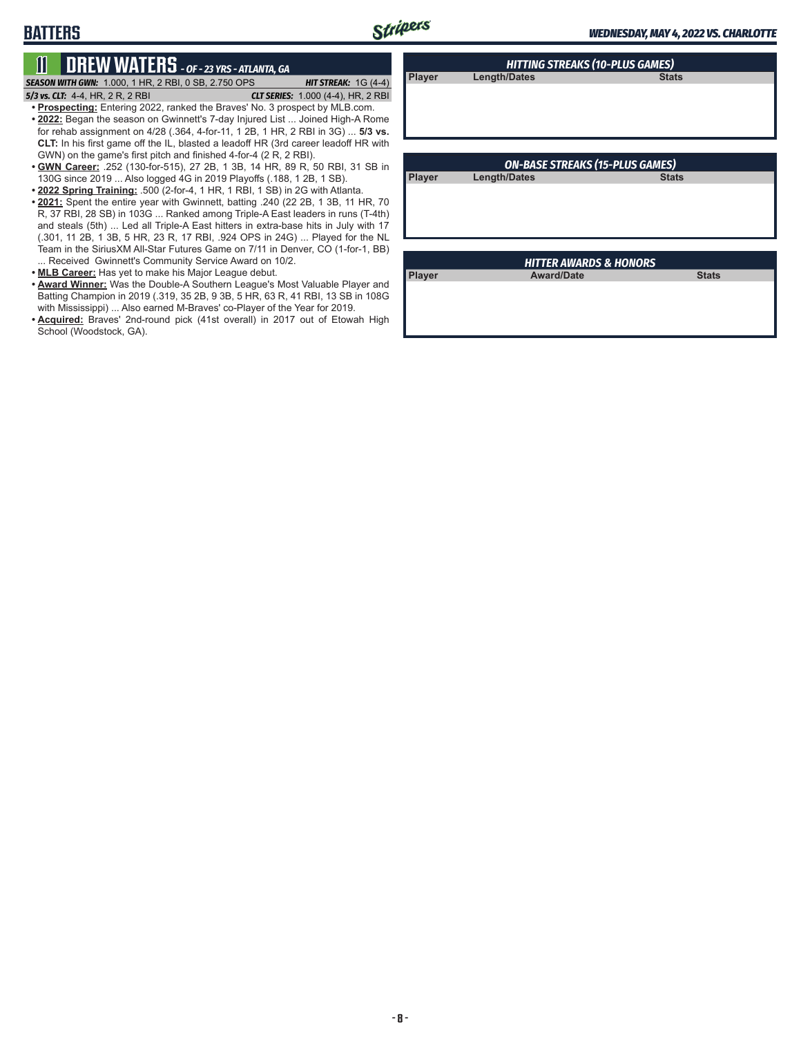## BATTERS

### 11 DREW WATERS - *OF - 23 YRS - ATLANTA, GA*

***SEASON WITH GWN:*** 1.000, 1 HR, 2 RBI, 0 SB, 2.750 OPS ***HIT STREAK:*** 1G (4-4)

***5/3 vs. CLT:*** 4-4, HR, 2 R, 2 RBI ***CLT SERIES:*** 1.000 (4-4), HR, 2 RBI

- **Prospecting:** Entering 2022, ranked the Braves' No. 3 prospect by MLB.com.
- **2022:** Began the season on Gwinnett's 7-day Injured List ... Joined High-A Rome for rehab assignment on 4/28 (.364, 4-for-11, 1 2B, 1 HR, 2 RBI in 3G) ... **5/3 vs. CLT:** In his first game off the IL, blasted a leadoff HR (3rd career leadoff HR with GWN) on the game's first pitch and finished 4-for-4 (2 R, 2 RBI).
- **GWN Career:** .252 (130-for-515), 27 2B, 1 3B, 14 HR, 89 R, 50 RBI, 31 SB in 130G since 2019 ... Also logged 4G in 2019 Playoffs (.188, 1 2B, 1 SB).
- **2022 Spring Training:** .500 (2-for-4, 1 HR, 1 RBI, 1 SB) in 2G with Atlanta.
- **2021:** Spent the entire year with Gwinnett, batting .240 (22 2B, 1 3B, 11 HR, 70 R, 37 RBI, 28 SB) in 103G ... Ranked among Triple-A East leaders in runs (T-4th) and steals (5th) ... Led all Triple-A East hitters in extra-base hits in July with 17 (.301, 11 2B, 1 3B, 5 HR, 23 R, 17 RBI, .924 OPS in 24G) ... Played for the NL Team in the SiriusXM All-Star Futures Game on 7/11 in Denver, CO (1-for-1, BB) ... Received Gwinnett's Community Service Award on 10/2.
- **MLB Career:** Has yet to make his Major League debut.
- **Award Winner:** Was the Double-A Southern League's Most Valuable Player and Batting Champion in 2019 (.319, 35 2B, 9 3B, 5 HR, 63 R, 41 RBI, 13 SB in 108G with Mississippi) ... Also earned M-Braves' co-Player of the Year for 2019.
- **Acquired:** Braves' 2nd-round pick (41st overall) in 2017 out of Etowah High School (Woodstock, GA).

### HITTING STREAKS (10-PLUS GAMES)

| Player | Length/Dates | Stats |
|---|---|---|

### ON-BASE STREAKS (15-PLUS GAMES)

| Player | Length/Dates | Stats |
|---|---|---|

### HITTER AWARDS & HONORS

| Player | Award/Date | Stats |
|---|---|---|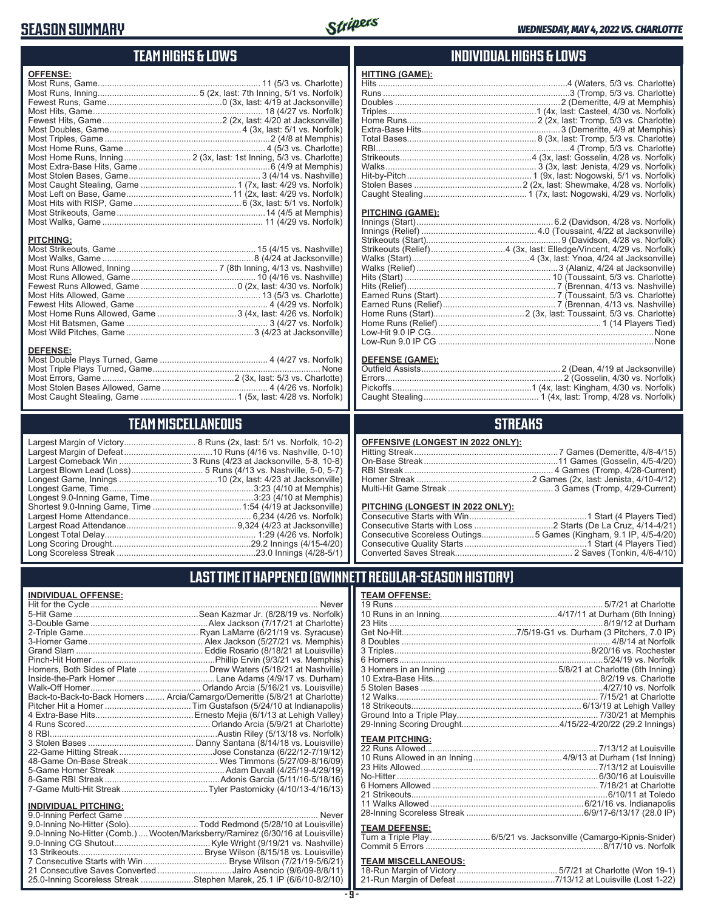# SEASON SUMMARY

*WEDNESDAY, MAY 4, 2022 VS. CHARLOTTE*

## TEAM HIGHS & LOWS

**OFFENSE:**

| | |
|---|---|
| Most Runs, Game | 11 (5/3 vs. Charlotte) |
| Most Runs, Inning | 5 (2x, last: 7th Inning, 5/1 vs. Norfolk) |
| Fewest Runs, Game | 0 (3x, last: 4/19 at Jacksonville) |
| Most Hits, Game | 18 (4/27 vs. Norfolk) |
| Fewest Hits, Game | 2 (2x, last: 4/20 at Jacksonville) |
| Most Doubles, Game | 4 (3x, last: 5/1 vs. Norfolk) |
| Most Triples, Game | 2 (4/8 at Memphis) |
| Most Home Runs, Game | 4 (5/3 vs. Charlotte) |
| Most Home Runs, Inning | 2 (3x, last: 1st Inning, 5/3 vs. Charlotte) |
| Most Extra-Base Hits, Game | 6 (4/9 at Memphis) |
| Most Stolen Bases, Game | 3 (4/14 vs. Nashville) |
| Most Caught Stealing, Game | 1 (7x, last: 4/29 vs. Norfolk) |
| Most Left on Base, Game | 11 (2x, last: 4/29 vs. Norfolk) |
| Most Hits with RISP, Game | 6 (3x, last: 5/1 vs. Norfolk) |
| Most Strikeouts, Game | 14 (4/5 at Memphis) |
| Most Walks, Game | 11 (4/29 vs. Norfolk) |

**PITCHING:**

| | |
|---|---|
| Most Strikeouts, Game | 15 (4/15 vs. Nashville) |
| Most Walks, Game | 8 (4/24 at Jacksonville) |
| Most Runs Allowed, Inning | 7 (8th Inning, 4/13 vs. Nashville) |
| Most Runs Allowed, Game | 10 (4/16 vs. Nashville) |
| Fewest Runs Allowed, Game | 0 (2x, last: 4/30 vs. Norfolk) |
| Most Hits Allowed, Game | 13 (5/3 vs. Charlotte) |
| Fewest Hits Allowed, Game | 4 (4/29 vs. Norfolk) |
| Most Home Runs Allowed, Game | 3 (4x, last: 4/26 vs. Norfolk) |
| Most Hit Batsmen, Game | 3 (4/27 vs. Norfolk) |
| Most Wild Pitches, Game | 3 (4/23 at Jacksonville) |

**DEFENSE:**

| | |
|---|---|
| Most Double Plays Turned, Game | 4 (4/27 vs. Norfolk) |
| Most Triple Plays Turned, Game | None |
| Most Errors, Game | 2 (3x, last: 5/3 vs. Charlotte) |
| Most Stolen Bases Allowed, Game | 4 (4/26 vs. Norfolk) |
| Most Caught Stealing, Game | 1 (5x, last: 4/28 vs. Norfolk) |

## INDIVIDUAL HIGHS & LOWS

**HITTING (GAME):**

| | |
|---|---|
| Hits | 4 (Waters, 5/3 vs. Charlotte) |
| Runs | 3 (Tromp, 5/3 vs. Charlotte) |
| Doubles | 2 (Demeritte, 4/9 at Memphis) |
| Triples | 1 (4x, last: Casteel, 4/30 vs. Norfolk) |
| Home Runs | 2 (2x, last: Tromp, 5/3 vs. Charlotte) |
| Extra-Base Hits | 3 (Demeritte, 4/9 at Memphis) |
| Total Bases | 8 (3x, last: Tromp, 5/3 vs. Charlotte) |
| RBI | 4 (Tromp, 5/3 vs. Charlotte) |
| Strikeouts | 4 (3x, last: Gosselin, 4/28 vs. Norfolk) |
| Walks | 3 (3x, last: Jenista, 4/29 vs. Norfolk) |
| Hit-by-Pitch | 1 (9x, last: Nogowski, 5/1 vs. Norfolk) |
| Stolen Bases | 2 (2x, last: Shewmake, 4/28 vs. Norfolk) |
| Caught Stealing | 1 (7x, last: Nogowski, 4/29 vs. Norfolk) |

**PITCHING (GAME):**

| | |
|---|---|
| Innings (Start) | 6.2 (Davidson, 4/28 vs. Norfolk) |
| Innings (Relief) | 4.0 (Toussaint, 4/22 at Jacksonville) |
| Strikeouts (Start) | 9 (Davidson, 4/28 vs. Norfolk) |
| Strikeouts (Relief) | 4 (3x, last: Elledge/Vincent, 4/29 vs. Norfolk) |
| Walks (Start) | 4 (3x, last: Ynoa, 4/24 at Jacksonville) |
| Walks (Relief) | 3 (Alaniz, 4/24 at Jacksonville) |
| Hits (Start) | 10 (Toussaint, 5/3 vs. Charlotte) |
| Hits (Relief) | 7 (Brennan, 4/13 vs. Nashville) |
| Earned Runs (Start) | 7 (Toussaint, 5/3 vs. Charlotte) |
| Earned Runs (Relief) | 7 (Brennan, 4/13 vs. Nashville) |
| Home Runs (Start) | 2 (3x, last: Toussaint, 5/3 vs. Charlotte) |
| Home Runs (Relief) | 1 (14 Players Tied) |
| Low-Hit 9.0 IP CG | None |
| Low-Run 9.0 IP CG | None |

**DEFENSE (GAME):**

| | |
|---|---|
| Outfield Assists | 2 (Dean, 4/19 at Jacksonville) |
| Errors | 2 (Gosselin, 4/30 vs. Norfolk) |
| Pickoffs | 1 (4x, last: Kingham, 4/30 vs. Norfolk) |
| Caught Stealing | 1 (4x, last: Tromp, 4/28 vs. Norfolk) |

## TEAM MISCELLANEOUS

| | |
|---|---|
| Largest Margin of Victory | 8 Runs (2x, last: 5/1 vs. Norfolk, 10-2) |
| Largest Margin of Defeat | 10 Runs (4/16 vs. Nashville, 0-10) |
| Largest Comeback Win | 3 Runs (4/23 at Jacksonville, 5-8, 10-8) |
| Largest Blown Lead (Loss) | 5 Runs (4/13 vs. Nashville, 5-0, 5-7) |
| Longest Game, Innings | 10 (2x, last: 4/23 at Jacksonville) |
| Longest Game, Time | 3:23 (4/10 at Memphis) |
| Longest 9.0-Inning Game, Time | 3:23 (4/10 at Memphis) |
| Shortest 9.0-Inning Game, Time | 1:54 (4/19 at Jacksonville) |
| Largest Home Attendance | 6,234 (4/26 vs. Norfolk) |
| Largest Road Attendance | 9,324 (4/23 at Jacksonville) |
| Longest Total Delay | 1:29 (4/26 vs. Norfolk) |
| Long Scoring Drought | 29.2 Innings (4/15-4/20) |
| Long Scoreless Streak | 23.0 Innings (4/28-5/1) |

## STREAKS

**OFFENSIVE (LONGEST IN 2022 ONLY):**

| | |
|---|---|
| Hitting Streak | 7 Games (Demeritte, 4/8-4/15) |
| On-Base Streak | 11 Games (Gosselin, 4/5-4/20) |
| RBI Streak | 4 Games (Tromp, 4/28-Current) |
| Homer Streak | 2 Games (2x, last: Jenista, 4/10-4/12) |
| Multi-Hit Game Streak | 3 Games (Tromp, 4/29-Current) |

**PITCHING (LONGEST IN 2022 ONLY):**

| | |
|---|---|
| Consecutive Starts with Win | 1 Start (4 Players Tied) |
| Consecutive Starts with Loss | 2 Starts (De La Cruz, 4/14-4/21) |
| Consecutive Scoreless Outings | 5 Games (Kingham, 9.1 IP, 4/5-4/20) |
| Consecutive Quality Starts | 1 Start (4 Players Tied) |
| Converted Saves Streak | 2 Saves (Tonkin, 4/6-4/10) |

## LAST TIME IT HAPPENED (GWINNETT REGULAR-SEASON HISTORY)

**INDIVIDUAL OFFENSE:**

| | |
|---|---|
| Hit for the Cycle | Never |
| 5-Hit Game | Sean Kazmar Jr. (8/28/19 vs. Norfolk) |
| 3-Double Game | Alex Jackson (7/17/21 at Charlotte) |
| 2-Triple Game | Ryan LaMarre (6/21/19 vs. Syracuse) |
| 3-Homer Game | Alex Jackson (5/27/21 vs. Memphis) |
| Grand Slam | Eddie Rosario (8/18/21 at Louisville) |
| Pinch-Hit Homer | Phillip Ervin (9/3/21 vs. Memphis) |
| Homers, Both Sides of Plate | Drew Waters (5/18/21 at Nashville) |
| Inside-the-Park Homer | Lane Adams (4/9/17 vs. Durham) |
| Walk-Off Homer | Orlando Arcia (5/16/21 vs. Louisville) |
| Back-to-Back-to-Back Homers | Arcia/Camargo/Demeritte (5/8/21 at Charlotte) |
| Pitcher Hit a Homer | Tim Gustafson (5/24/10 at Indianapolis) |
| 4 Extra-Base Hits | Ernesto Mejia (6/1/13 at Lehigh Valley) |
| 4 Runs Scored | Orlando Arcia (5/9/21 at Charlotte) |
| 8 RBI | Austin Riley (5/13/18 vs. Norfolk) |
| 3 Stolen Bases | Danny Santana (8/14/18 vs. Louisville) |
| 22-Game Hitting Streak | Jose Constanza (6/22/12-7/19/12) |
| 48-Game On-Base Streak | Wes Timmons (5/27/09-8/16/09) |
| 5-Game Homer Streak | Adam Duvall (4/25/19-4/29/19) |
| 8-Game RBI Streak | Adonis Garcia (5/11/16-5/18/16) |
| 7-Game Multi-Hit Streak | Tyler Pastornicky (4/10/13-4/16/13) |

**INDIVIDUAL PITCHING:**

| | |
|---|---|
| 9.0-Inning Perfect Game | Never |
| 9.0-Inning No-Hitter (Solo) | Todd Redmond (5/28/10 at Louisville) |
| 9.0-Inning No-Hitter (Comb.) | Wooten/Marksberry/Ramirez (6/30/16 at Louisville) |
| 9.0-Inning CG Shutout | Kyle Wright (9/19/21 vs. Nashville) |
| 13 Strikeouts | Bryse Wilson (8/15/18 vs. Louisville) |
| 7 Consecutive Starts with Win | Bryse Wilson (7/21/19-5/6/21) |
| 21 Consecutive Saves Converted | Jairo Asencio (9/6/09-8/8/11) |
| 25.0-Inning Scoreless Streak | Stephen Marek, 25.1 IP (6/6/10-8/2/10) |

**TEAM OFFENSE:**

| | |
|---|---|
| 19 Runs | 5/7/21 at Charlotte |
| 10 Runs in an Inning | 4/17/11 at Durham (6th Inning) |
| 23 Hits | 8/19/12 at Durham |
| Get No-Hit | 7/5/19-G1 vs. Durham (3 Pitchers, 7.0 IP) |
| 8 Doubles | 4/8/14 at Norfolk |
| 3 Triples | 8/20/16 vs. Rochester |
| 6 Homers | 5/24/19 vs. Norfolk |
| 3 Homers in an Inning | 5/8/21 at Charlotte (6th Inning) |
| 10 Extra-Base Hits | 8/2/19 vs. Charlotte |
| 5 Stolen Bases | 4/27/10 vs. Norfolk |
| 12 Walks | 7/15/21 at Charlotte |
| 18 Strikeouts | 6/13/19 at Lehigh Valley |
| Ground Into a Triple Play | 7/30/21 at Memphis |
| 29-Inning Scoring Drought | 4/15/22-4/20/22 (29.2 Innings) |

**TEAM PITCHING:**

| | |
|---|---|
| 22 Runs Allowed | 7/13/12 at Louisville |
| 10 Runs Allowed in an Inning | 4/9/13 at Durham (1st Inning) |
| 23 Hits Allowed | 7/13/12 at Louisville |
| No-Hitter | 6/30/16 at Louisville |
| 6 Homers Allowed | 7/18/21 at Charlotte |
| 21 Strikeouts | 6/10/11 at Toledo |
| 11 Walks Allowed | 6/21/16 vs. Indianapolis |
| 28-Inning Scoreless Streak | 6/9/17-6/13/17 (28.0 IP) |

**TEAM DEFENSE:**

| | |
|---|---|
| Turn a Triple Play | 6/5/21 vs. Jacksonville (Camargo-Kipnis-Snider) |
| Commit 5 Errors | 8/17/10 vs. Norfolk |

**TEAM MISCELLANEOUS:**

| | |
|---|---|
| 18-Run Margin of Victory | 5/7/21 at Charlotte (Won 19-1) |
| 21-Run Margin of Defeat | 7/13/12 at Louisville (Lost 1-22) |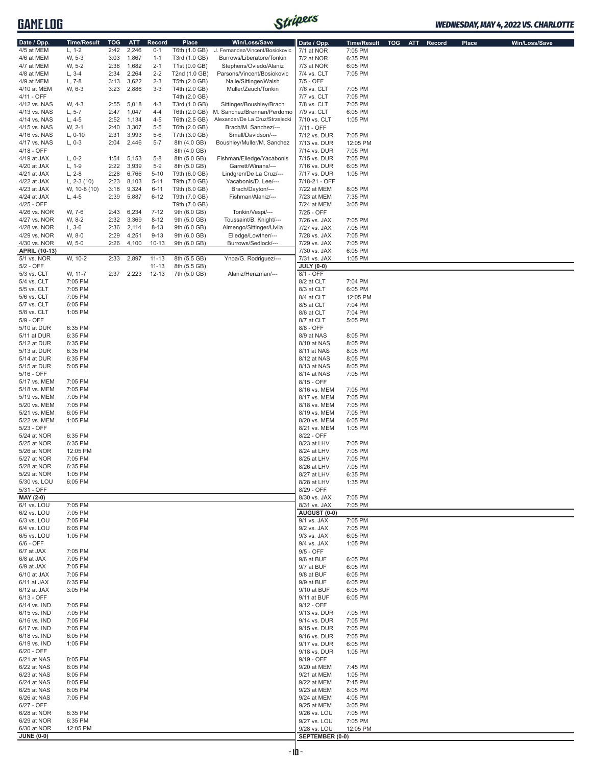# GAME LOG

*WEDNESDAY, MAY 4, 2022 VS. CHARLOTTE*

| Date / Opp. | Time/Result | TOG | ATT | Record | Place | Win/Loss/Save |
|---|---|---|---|---|---|---|
| 4/5 at MEM | L, 1-2 | 2:42 | 2,246 | 0-1 | T6th (1.0 GB) | J. Fernandez/Vincent/Bosiokovic |
| 4/6 at MEM | W, 5-3 | 3:03 | 1,867 | 1-1 | T3rd (1.0 GB) | Burrows/Liberatore/Tonkin |
| 4/7 at MEM | W, 5-2 | 2:36 | 1,682 | 2-1 | T1st (0.0 GB) | Stephens/Oviedo/Alaniz |
| 4/8 at MEM | L, 3-4 | 2:34 | 2,264 | 2-2 | T2nd (1.0 GB) | Parsons/Vincent/Bosiokovic |
| 4/9 at MEM | L, 7-8 | 3:13 | 3,622 | 2-3 | T5th (2.0 GB) | Naile/Sittinger/Walsh |
| 4/10 at MEM | W, 6-3 | 3:23 | 2,886 | 3-3 | T4th (2.0 GB) | Muller/Zeuch/Tonkin |
| 4/11 - OFF | | | | | T4th (2.0 GB) | |
| 4/12 vs. NAS | W, 4-3 | 2:55 | 5,018 | 4-3 | T3rd (1.0 GB) | Sittinger/Boushley/Brach |
| 4/13 vs. NAS | L, 5-7 | 2:47 | 1,047 | 4-4 | T6th (2.0 GB) | M. Sanchez/Brennan/Perdomo |
| 4/14 vs. NAS | L, 4-5 | 2:52 | 1,134 | 4-5 | T6th (2.5 GB) | Alexander/De La Cruz/Strzelecki |
| 4/15 vs. NAS | W, 2-1 | 2:40 | 3,307 | 5-5 | T6th (2.0 GB) | Brach/M. Sanchez/--- |
| 4/16 vs. NAS | L, 0-10 | 2:31 | 3,993 | 5-6 | T7th (3.0 GB) | Small/Davidson/--- |
| 4/17 vs. NAS | L, 0-3 | 2:04 | 2,446 | 5-7 | 8th (4.0 GB) | Boushley/Muller/M. Sanchez |
| 4/18 - OFF | | | | | 8th (4.0 GB) | |
| 4/19 at JAX | L, 0-2 | 1:54 | 5,153 | 5-8 | 8th (5.0 GB) | Fishman/Elledge/Yacabonis |
| 4/20 at JAX | L, 1-9 | 2:22 | 3,939 | 5-9 | 8th (5.0 GB) | Garrett/Winans/--- |
| 4/21 at JAX | L, 2-8 | 2:28 | 6,766 | 5-10 | T9th (6.0 GB) | Lindgren/De La Cruz/--- |
| 4/22 at JAX | L, 2-3 (10) | 2:23 | 8,103 | 5-11 | T9th (7.0 GB) | Yacabonis/D. Lee/--- |
| 4/23 at JAX | W, 10-8 (10) | 3:18 | 9,324 | 6-11 | T9th (6.0 GB) | Brach/Dayton/--- |
| 4/24 at JAX | L, 4-5 | 2:39 | 5,887 | 6-12 | T9th (7.0 GB) | Fishman/Alaniz/--- |
| 4/25 - OFF | | | | | T9th (7.0 GB) | |
| 4/26 vs. NOR | W, 7-6 | 2:43 | 6,234 | 7-12 | 9th (6.0 GB) | Tonkin/Vespi/--- |
| 4/27 vs. NOR | W, 8-2 | 2:32 | 3,369 | 8-12 | 9th (5.0 GB) | Toussaint/B. Knight/--- |
| 4/28 vs. NOR | L, 3-6 | 2:36 | 2,114 | 8-13 | 9th (6.0 GB) | Almengo/Sittinger/Uvila |
| 4/29 vs. NOR | W, 8-0 | 2:29 | 4,251 | 9-13 | 9th (6.0 GB) | Elledge/Lowther/--- |
| 4/30 vs. NOR | W, 5-0 | 2:26 | 4,100 | 10-13 | 9th (6.0 GB) | Burrows/Sedlock/--- |
| **APRIL (10-13)** | | | | | | |
| 5/1 vs. NOR | W, 10-2 | 2:33 | 2,897 | 11-13 | 8th (5.5 GB) | Ynoa/G. Rodriguez/--- |
| 5/2 - OFF | | | | 11-13 | 8th (5.5 GB) | |
| 5/3 vs. CLT | W, 11-7 | 2:37 | 2,223 | 12-13 | 7th (5.0 GB) | Alaniz/Henzman/--- |
| 5/4 vs. CLT | 7:05 PM | | | | | |
| 5/5 vs. CLT | 7:05 PM | | | | | |
| 5/6 vs. CLT | 7:05 PM | | | | | |
| 5/7 vs. CLT | 6:05 PM | | | | | |
| 5/8 vs. CLT | 1:05 PM | | | | | |
| 5/9 - OFF | | | | | | |
| 5/10 at DUR | 6:35 PM | | | | | |
| 5/11 at DUR | 6:35 PM | | | | | |
| 5/12 at DUR | 6:35 PM | | | | | |
| 5/13 at DUR | 6:35 PM | | | | | |
| 5/14 at DUR | 6:35 PM | | | | | |
| 5/15 at DUR | 5:05 PM | | | | | |
| 5/16 - OFF | | | | | | |
| 5/17 vs. MEM | 7:05 PM | | | | | |
| 5/18 vs. MEM | 7:05 PM | | | | | |
| 5/19 vs. MEM | 7:05 PM | | | | | |
| 5/20 vs. MEM | 7:05 PM | | | | | |
| 5/21 vs. MEM | 6:05 PM | | | | | |
| 5/22 vs. MEM | 1:05 PM | | | | | |
| 5/23 - OFF | | | | | | |
| 5/24 at NOR | 6:35 PM | | | | | |
| 5/25 at NOR | 6:35 PM | | | | | |
| 5/26 at NOR | 12:05 PM | | | | | |
| 5/27 at NOR | 7:05 PM | | | | | |
| 5/28 at NOR | 6:35 PM | | | | | |
| 5/29 at NOR | 1:05 PM | | | | | |
| 5/30 vs. LOU | 6:05 PM | | | | | |
| 5/31 - OFF | | | | | | |
| **MAY (2-0)** | | | | | | |
| 6/1 vs. LOU | 7:05 PM | | | | | |
| 6/2 vs. LOU | 7:05 PM | | | | | |
| 6/3 vs. LOU | 7:05 PM | | | | | |
| 6/4 vs. LOU | 6:05 PM | | | | | |
| 6/5 vs. LOU | 1:05 PM | | | | | |
| 6/6 - OFF | | | | | | |
| 6/7 at JAX | 7:05 PM | | | | | |
| 6/8 at JAX | 7:05 PM | | | | | |
| 6/9 at JAX | 7:05 PM | | | | | |
| 6/10 at JAX | 7:05 PM | | | | | |
| 6/11 at JAX | 6:35 PM | | | | | |
| 6/12 at JAX | 3:05 PM | | | | | |
| 6/13 - OFF | | | | | | |
| 6/14 vs. IND | 7:05 PM | | | | | |
| 6/15 vs. IND | 7:05 PM | | | | | |
| 6/16 vs. IND | 7:05 PM | | | | | |
| 6/17 vs. IND | 7:05 PM | | | | | |
| 6/18 vs. IND | 6:05 PM | | | | | |
| 6/19 vs. IND | 1:05 PM | | | | | |
| 6/20 - OFF | | | | | | |
| 6/21 at NAS | 8:05 PM | | | | | |
| 6/22 at NAS | 8:05 PM | | | | | |
| 6/23 at NAS | 8:05 PM | | | | | |
| 6/24 at NAS | 8:05 PM | | | | | |
| 6/25 at NAS | 8:05 PM | | | | | |
| 6/26 at NAS | 7:05 PM | | | | | |
| 6/27 - OFF | | | | | | |
| 6/28 at NOR | 6:35 PM | | | | | |
| 6/29 at NOR | 6:35 PM | | | | | |
| 6/30 at NOR | 12:05 PM | | | | | |
| **JUNE (0-0)** | | | | | | |

| Date / Opp. | Time/Result | TOG | ATT | Record | Place | Win/Loss/Save |
|---|---|---|---|---|---|---|
| 7/1 at NOR | 7:05 PM | | | | | |
| 7/2 at NOR | 6:35 PM | | | | | |
| 7/3 at NOR | 6:05 PM | | | | | |
| 7/4 vs. CLT | 7:05 PM | | | | | |
| 7/5 - OFF | | | | | | |
| 7/6 vs. CLT | 7:05 PM | | | | | |
| 7/7 vs. CLT | 7:05 PM | | | | | |
| 7/8 vs. CLT | 7:05 PM | | | | | |
| 7/9 vs. CLT | 6:05 PM | | | | | |
| 7/10 vs. CLT | 1:05 PM | | | | | |
| 7/11 - OFF | | | | | | |
| 7/12 vs. DUR | 7:05 PM | | | | | |
| 7/13 vs. DUR | 12:05 PM | | | | | |
| 7/14 vs. DUR | 7:05 PM | | | | | |
| 7/15 vs. DUR | 7:05 PM | | | | | |
| 7/16 vs. DUR | 6:05 PM | | | | | |
| 7/17 vs. DUR | 1:05 PM | | | | | |
| 7/18-21 - OFF | | | | | | |
| 7/22 at MEM | 8:05 PM | | | | | |
| 7/23 at MEM | 7:35 PM | | | | | |
| 7/24 at MEM | 3:05 PM | | | | | |
| 7/25 - OFF | | | | | | |
| 7/26 vs. JAX | 7:05 PM | | | | | |
| 7/27 vs. JAX | 7:05 PM | | | | | |
| 7/28 vs. JAX | 7:05 PM | | | | | |
| 7/29 vs. JAX | 7:05 PM | | | | | |
| 7/30 vs. JAX | 6:05 PM | | | | | |
| 7/31 vs. JAX | 1:05 PM | | | | | |
| **JULY (0-0)** | | | | | | |
| 8/1 - OFF | | | | | | |
| 8/2 at CLT | 7:04 PM | | | | | |
| 8/3 at CLT | 6:05 PM | | | | | |
| 8/4 at CLT | 12:05 PM | | | | | |
| 8/5 at CLT | 7:04 PM | | | | | |
| 8/6 at CLT | 7:04 PM | | | | | |
| 8/7 at CLT | 5:05 PM | | | | | |
| 8/8 - OFF | | | | | | |
| 8/9 at NAS | 8:05 PM | | | | | |
| 8/10 at NAS | 8:05 PM | | | | | |
| 8/11 at NAS | 8:05 PM | | | | | |
| 8/12 at NAS | 8:05 PM | | | | | |
| 8/13 at NAS | 8:05 PM | | | | | |
| 8/14 at NAS | 7:05 PM | | | | | |
| 8/15 - OFF | | | | | | |
| 8/16 vs. MEM | 7:05 PM | | | | | |
| 8/17 vs. MEM | 7:05 PM | | | | | |
| 8/18 vs. MEM | 7:05 PM | | | | | |
| 8/19 vs. MEM | 7:05 PM | | | | | |
| 8/20 vs. MEM | 6:05 PM | | | | | |
| 8/21 vs. MEM | 1:05 PM | | | | | |
| 8/22 - OFF | | | | | | |
| 8/23 at LHV | 7:05 PM | | | | | |
| 8/24 at LHV | 7:05 PM | | | | | |
| 8/25 at LHV | 7:05 PM | | | | | |
| 8/26 at LHV | 7:05 PM | | | | | |
| 8/27 at LHV | 6:35 PM | | | | | |
| 8/28 at LHV | 1:35 PM | | | | | |
| 8/29 - OFF | | | | | | |
| 8/30 vs. JAX | 7:05 PM | | | | | |
| 8/31 vs. JAX | 7:05 PM | | | | | |
| **AUGUST (0-0)** | | | | | | |
| 9/1 vs. JAX | 7:05 PM | | | | | |
| 9/2 vs. JAX | 7:05 PM | | | | | |
| 9/3 vs. JAX | 6:05 PM | | | | | |
| 9/4 vs. JAX | 1:05 PM | | | | | |
| 9/5 - OFF | | | | | | |
| 9/6 at BUF | 6:05 PM | | | | | |
| 9/7 at BUF | 6:05 PM | | | | | |
| 9/8 at BUF | 6:05 PM | | | | | |
| 9/9 at BUF | 6:05 PM | | | | | |
| 9/10 at BUF | 6:05 PM | | | | | |
| 9/11 at BUF | 6:05 PM | | | | | |
| 9/12 - OFF | | | | | | |
| 9/13 vs. DUR | 7:05 PM | | | | | |
| 9/14 vs. DUR | 7:05 PM | | | | | |
| 9/15 vs. DUR | 7:05 PM | | | | | |
| 9/16 vs. DUR | 7:05 PM | | | | | |
| 9/17 vs. DUR | 6:05 PM | | | | | |
| 9/18 vs. DUR | 1:05 PM | | | | | |
| 9/19 - OFF | | | | | | |
| 9/20 at MEM | 7:45 PM | | | | | |
| 9/21 at MEM | 1:05 PM | | | | | |
| 9/22 at MEM | 7:45 PM | | | | | |
| 9/23 at MEM | 8:05 PM | | | | | |
| 9/24 at MEM | 4:05 PM | | | | | |
| 9/25 at MEM | 3:05 PM | | | | | |
| 9/26 vs. LOU | 7:05 PM | | | | | |
| 9/27 vs. LOU | 7:05 PM | | | | | |
| 9/28 vs. LOU | 12:05 PM | | | | | |
| **SEPTEMBER (0-0)** | | | | | | |